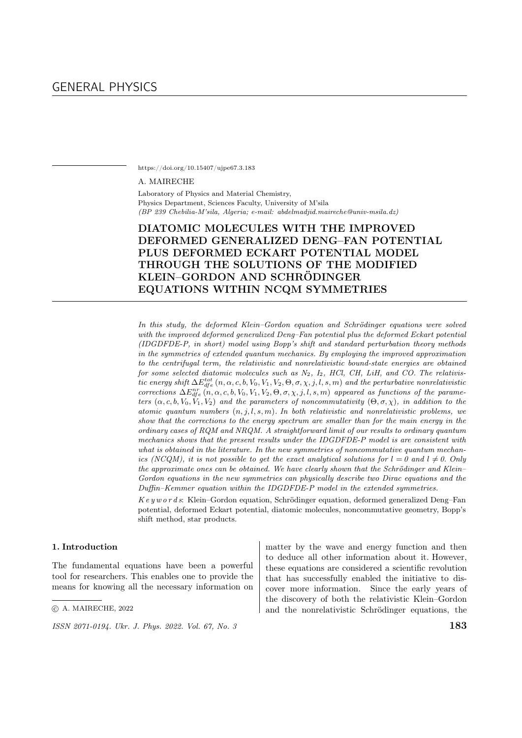GENERAL PHYSICS

https://doi.org/10.15407/ujpe67.3.183

A. MAIRECHE

Laboratory of Physics and Material Chemistry,
Physics Department, Sciences Faculty, University of M'sila
*(BP 239 Chebilia-M'sila, Algeria; e-mail: abdelmadjid.maireche@univ-msila.dz)*

# DIATOMIC MOLECULES WITH THE IMPROVED DEFORMED GENERALIZED DENG–FAN POTENTIAL PLUS DEFORMED ECKART POTENTIAL MODEL THROUGH THE SOLUTIONS OF THE MODIFIED KLEIN–GORDON AND SCHRÖDINGER EQUATIONS WITHIN NCQM SYMMETRIES

*In this study, the deformed Klein–Gordon equation and Schrödinger equations were solved with the improved deformed generalized Deng–Fan potential plus the deformed Eckart potential (IDGDFDE-P, in short) model using Bopp's shift and standard perturbation theory methods in the symmetries of extended quantum mechanics. By employing the improved approximation to the centrifugal term, the relativistic and nonrelativistic bound-state energies are obtained for some selected diatomic molecules such as $N_2$, $I_2$, HCl, CH, LiH, and CO. The relativistic energy shift $\Delta E_{dfe}^{tot}(n, \alpha, c, b, V_0, V_1, V_2, \Theta, \sigma, \chi, j, l, s, m)$ and the perturbative nonrelativistic corrections $\Delta E_{dfe}^{nr}(n, \alpha, c, b, V_0, V_1, V_2, \Theta, \sigma, \chi, j, l, s, m)$ appeared as functions of the parameters $(\alpha, c, b, V_0, V_1, V_2)$ and the parameters of noncommutativity $(\Theta, \sigma, \chi)$, in addition to the atomic quantum numbers $(n, j, l, s, m)$. In both relativistic and nonrelativistic problems, we show that the corrections to the energy spectrum are smaller than for the main energy in the ordinary cases of RQM and NRQM. A straightforward limit of our results to ordinary quantum mechanics shows that the present results under the IDGDFDE-P model is are consistent with what is obtained in the literature. In the new symmetries of noncommutative quantum mechanics (NCQM), it is not possible to get the exact analytical solutions for $l = 0$ and $l \neq 0$. Only the approximate ones can be obtained. We have clearly shown that the Schrödinger and Klein–Gordon equations in the new symmetries can physically describe two Dirac equations and the Duffin–Kemmer equation within the IDGDFDE-P model in the extended symmetries.*

*K e y w o r d s*: Klein–Gordon equation, Schrödinger equation, deformed generalized Deng–Fan potential, deformed Eckart potential, diatomic molecules, noncommutative geometry, Bopp's shift method, star products.

## 1. Introduction

The fundamental equations have been a powerful tool for researchers. This enables one to provide the means for knowing all the necessary information on matter by the wave and energy function and then to deduce all other information about it. However, these equations are considered a scientific revolution that has successfully enabled the initiative to discover more information. Since the early years of the discovery of both the relativistic Klein–Gordon and the nonrelativistic Schrödinger equations, the

© A. MAIRECHE, 2022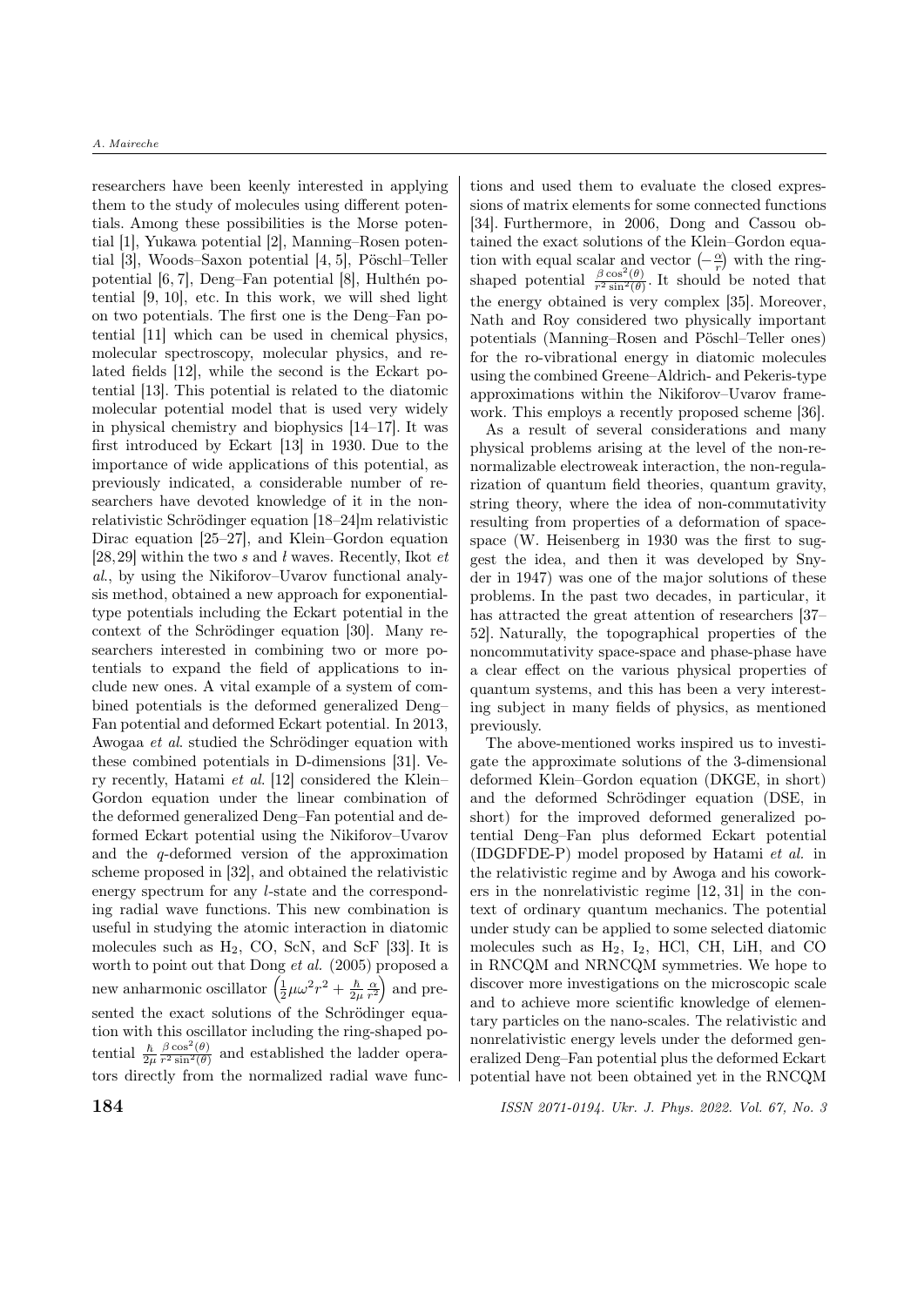researchers have been keenly interested in applying them to the study of molecules using different potentials. Among these possibilities is the Morse potential [1], Yukawa potential [2], Manning–Rosen potential [3], Woods–Saxon potential [4, 5], Pöschl–Teller potential [6, 7], Deng–Fan potential [8], Hulthén potential [9, 10], etc. In this work, we will shed light on two potentials. The first one is the Deng–Fan potential [11] which can be used in chemical physics, molecular spectroscopy, molecular physics, and related fields [12], while the second is the Eckart potential [13]. This potential is related to the diatomic molecular potential model that is used very widely in physical chemistry and biophysics [14–17]. It was first introduced by Eckart [13] in 1930. Due to the importance of wide applications of this potential, as previously indicated, a considerable number of researchers have devoted knowledge of it in the nonrelativistic Schrödinger equation [18–24]m relativistic Dirac equation [25–27], and Klein–Gordon equation [28, 29] within the two $s$ and $l$ waves. Recently, Ikot *et al.*, by using the Nikiforov–Uvarov functional analysis method, obtained a new approach for exponential-type potentials including the Eckart potential in the context of the Schrödinger equation [30]. Many researchers interested in combining two or more potentials to expand the field of applications to include new ones. A vital example of a system of combined potentials is the deformed generalized Deng–Fan potential and deformed Eckart potential. In 2013, Awogaa *et al.* studied the Schrödinger equation with these combined potentials in D-dimensions [31]. Very recently, Hatami *et al.* [12] considered the Klein–Gordon equation under the linear combination of the deformed generalized Deng–Fan potential and deformed Eckart potential using the Nikiforov–Uvarov and the $q$-deformed version of the approximation scheme proposed in [32], and obtained the relativistic energy spectrum for any $l$-state and the corresponding radial wave functions. This new combination is useful in studying the atomic interaction in diatomic molecules such as $H_2$, CO, ScN, and ScF [33]. It is worth to point out that Dong *et al.* (2005) proposed a new anharmonic oscillator $\left(\frac{1}{2}\mu\omega^2 r^2 + \frac{\hbar}{2\mu}\frac{\alpha}{r^2}\right)$ and presented the exact solutions of the Schrödinger equation with this oscillator including the ring-shaped potential $\frac{\hbar}{2\mu}\frac{\beta\cos^2(\theta)}{r^2\sin^2(\theta)}$ and established the ladder operators directly from the normalized radial wave functions and used them to evaluate the closed expressions of matrix elements for some connected functions [34]. Furthermore, in 2006, Dong and Cassou obtained the exact solutions of the Klein–Gordon equation with equal scalar and vector $\left(-\frac{\alpha}{r}\right)$ with the ring-shaped potential $\frac{\beta\cos^2(\theta)}{r^2\sin^2(\theta)}$. It should be noted that the energy obtained is very complex [35]. Moreover, Nath and Roy considered two physically important potentials (Manning–Rosen and Pöschl–Teller ones) for the ro-vibrational energy in diatomic molecules using the combined Greene–Aldrich- and Pekeris-type approximations within the Nikiforov–Uvarov framework. This employs a recently proposed scheme [36].

As a result of several considerations and many physical problems arising at the level of the non-renormalizable electroweak interaction, the non-regularization of quantum field theories, quantum gravity, string theory, where the idea of non-commutativity resulting from properties of a deformation of space-space (W. Heisenberg in 1930 was the first to suggest the idea, and then it was developed by Snyder in 1947) was one of the major solutions of these problems. In the past two decades, in particular, it has attracted the great attention of researchers [37–52]. Naturally, the topographical properties of the noncommutativity space-space and phase-phase have a clear effect on the various physical properties of quantum systems, and this has been a very interesting subject in many fields of physics, as mentioned previously.

The above-mentioned works inspired us to investigate the approximate solutions of the 3-dimensional deformed Klein–Gordon equation (DKGE, in short) and the deformed Schrödinger equation (DSE, in short) for the improved deformed generalized potential Deng–Fan plus deformed Eckart potential (IDGDFDE-P) model proposed by Hatami *et al.* in the relativistic regime and by Awoga and his coworkers in the nonrelativistic regime [12, 31] in the context of ordinary quantum mechanics. The potential under study can be applied to some selected diatomic molecules such as $H_2$, $I_2$, HCl, CH, LiH, and CO in RNCQM and NRNCQM symmetries. We hope to discover more investigations on the microscopic scale and to achieve more scientific knowledge of elementary particles on the nano-scales. The relativistic and nonrelativistic energy levels under the deformed generalized Deng–Fan potential plus the deformed Eckart potential have not been obtained yet in the RNCQM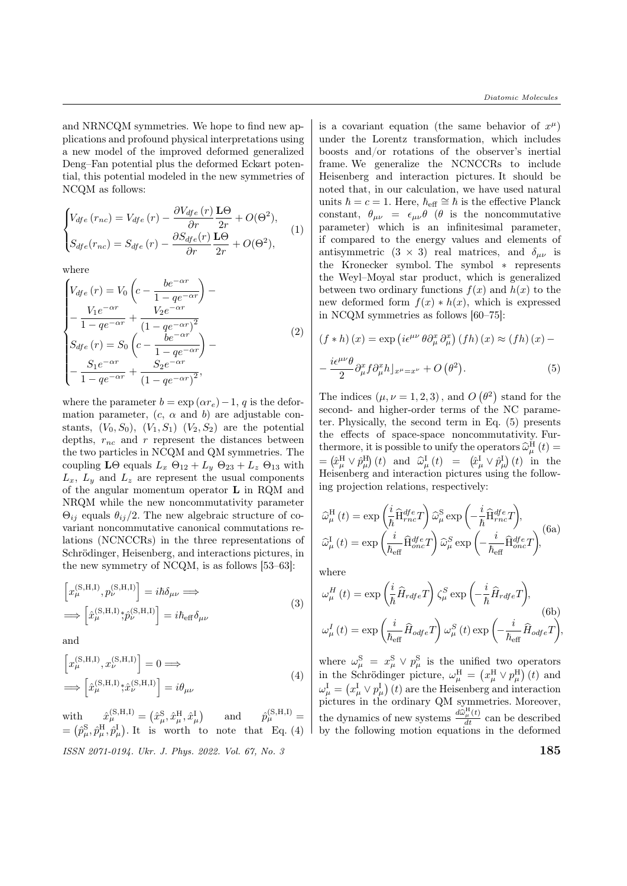and NRNCQM symmetries. We hope to find new applications and profound physical interpretations using a new model of the improved deformed generalized Deng–Fan potential plus the deformed Eckart potential, this potential modeled in the new symmetries of NCQM as follows:

$$\begin{cases} V_{dfe}\left(r_{nc}\right) = V_{dfe}\left(r\right) - \dfrac{\partial V_{dfe}\left(r\right)}{\partial r}\dfrac{\mathbf{L}\Theta}{2r} + O(\Theta^2), \\ S_{dfe}(r_{nc}) = S_{dfe}\left(r\right) - \dfrac{\partial S_{dfe}(r)}{\partial r}\dfrac{\mathbf{L}\Theta}{2r} + O(\Theta^2), \end{cases} \tag{1}$$

where

$$\begin{cases} V_{dfe}\left(r\right) = V_0\left(c - \dfrac{be^{-\alpha r}}{1-qe^{-\alpha r}}\right) - \\ -\dfrac{V_1 e^{-\alpha r}}{1-qe^{-\alpha r}} + \dfrac{V_2 e^{-\alpha r}}{\left(1-qe^{-\alpha r}\right)^2} \\ S_{dfe}\left(r\right) = S_0\left(c - \dfrac{be^{-\alpha r}}{1-qe^{-\alpha r}}\right) - \\ -\dfrac{S_1 e^{-\alpha r}}{1-qe^{-\alpha r}} + \dfrac{S_2 e^{-\alpha r}}{\left(1-qe^{-\alpha r}\right)^2}, \end{cases} \tag{2}$$

where the parameter $b = \exp\left(\alpha r_e\right) - 1$, $q$ is the deformation parameter, ($c$, $\alpha$ and $b$) are adjustable constants, $(V_0, S_0)$, $(V_1, S_1)$ $(V_2, S_2)$ are the potential depths, $r_{nc}$ and $r$ represent the distances between the two particles in NCQM and QM symmetries. The coupling $\mathbf{L}\Theta$ equals $L_x\ \Theta_{12} + L_y\ \Theta_{23} + L_z\ \Theta_{13}$ with $L_x$, $L_y$ and $L_z$ are represent the usual components of the angular momentum operator $\mathbf{L}$ in RQM and NRQM while the new noncommutativity parameter $\Theta_{ij}$ equals $\theta_{ij}/2$. The new algebraic structure of covariant noncommutative canonical commutations relations (NCNCCRs) in the three representations of Schrödinger, Heisenberg, and interactions pictures, in the new symmetry of NCQM, is as follows [53–63]:

$$\begin{aligned} &\left[x_\mu^{(\mathrm{S,H,I})}, p_\nu^{(\mathrm{S,H,I})}\right] = i\hbar\delta_{\mu\nu} \Longrightarrow \\ &\Longrightarrow \left[\hat{x}_\mu^{(\mathrm{S,H,I})} \overset{*}{,} \hat{p}_\nu^{(\mathrm{S,H,I})}\right] = i\hbar_{\mathrm{eff}}\delta_{\mu\nu} \end{aligned} \tag{3}$$

and

$$\begin{aligned} &\left[x_\mu^{(\mathrm{S,H,I})}, x_\nu^{(\mathrm{S,H,I})}\right] = 0 \Longrightarrow \\ &\Longrightarrow \left[\hat{x}_\mu^{(\mathrm{S,H,I})} \overset{*}{,} \hat{x}_\nu^{(\mathrm{S,H,I})}\right] = i\theta_{\mu\nu} \end{aligned} \tag{4}$$

with $\hat{x}_\mu^{(\mathrm{S,H,I})} = \left(\hat{x}_\mu^{\mathrm{S}}, \hat{x}_\mu^{\mathrm{H}}, \hat{x}_\mu^{\mathrm{I}}\right)$ and $\hat{p}_\mu^{(\mathrm{S,H,I})} = \left(\hat{p}_\mu^{\mathrm{S}}, \hat{p}_\mu^{\mathrm{H}}, \hat{p}_\mu^{\mathrm{I}}\right)$. It is worth to note that Eq. (4) is a covariant equation (the same behavior of $x^\mu$) under the Lorentz transformation, which includes boosts and/or rotations of the observer's inertial frame. We generalize the NCNCCRs to include Heisenberg and interaction pictures. It should be noted that, in our calculation, we have used natural units $\hbar = c = 1$. Here, $\hbar_{\mathrm{eff}} \cong \hbar$ is the effective Planck constant, $\theta_{\mu\nu} = \epsilon_{\mu\nu}\theta$ ($\theta$ is the noncommutative parameter) which is an infinitesimal parameter, if compared to the energy values and elements of antisymmetric ($3 \times 3$) real matrices, and $\delta_{\mu\nu}$ is the Kronecker symbol. The symbol $*$ represents the Weyl–Moyal star product, which is generalized between two ordinary functions $f(x)$ and $h(x)$ to the new deformed form $f(x) * h(x)$, which is expressed in NCQM symmetries as follows [60–75]:

$$\begin{aligned} &(f * h)(x) = \exp\left(i\epsilon^{\mu\nu}\theta\partial_\mu^x\partial_\mu^x\right)(fh)(x) \approx (fh)(x) - \\ &-\frac{i\epsilon^{\mu\nu}\theta}{2}\partial_\mu^x f\partial_\mu^x h\rfloor_{x^\mu = x^\nu} + O\left(\theta^2\right). \end{aligned} \tag{5}$$

The indices $(\mu, \nu = 1, 2, 3)$, and $O\left(\theta^2\right)$ stand for the second- and higher-order terms of the NC parameter. Physically, the second term in Eq. (5) presents the effects of space-space noncommutativity. Furthermore, it is possible to unify the operators $\widehat{\omega}_\mu^{\mathrm{H}}(t) = \left(\hat{x}_\mu^{\mathrm{H}} \vee \hat{p}_\mu^{\mathrm{H}}\right)(t)$ and $\widehat{\omega}_\mu^{\mathrm{I}}(t) = \left(\hat{x}_\mu^{\mathrm{I}} \vee \hat{p}_\mu^{\mathrm{I}}\right)(t)$ in the Heisenberg and interaction pictures using the following projection relations, respectively:

$$\begin{aligned} \widehat{\omega}_\mu^{\mathrm{H}}(t) &= \exp\left(\frac{i}{\hbar}\widehat{\mathrm{H}}_{rnc}^{dfe}T\right)\widehat{\omega}_\mu^{\mathrm{S}}\exp\left(-\frac{i}{\hbar}\widehat{\mathrm{H}}_{rnc}^{dfe}T\right), \\ \widehat{\omega}_\mu^{\mathrm{I}}(t) &= \exp\left(\frac{i}{\hbar_{\mathrm{eff}}}\widehat{\mathrm{H}}_{onc}^{dfe}T\right)\widehat{\omega}_\mu^{S}\exp\left(-\frac{i}{\hbar_{\mathrm{eff}}}\widehat{\mathrm{H}}_{onc}^{dfe}T\right), \end{aligned} \tag{6a}$$

where

$$\begin{aligned} \omega_\mu^{H}(t) &= \exp\left(\frac{i}{\hbar}\widehat{H}_{rdfe}T\right)\zeta_\mu^{S}\exp\left(-\frac{i}{\hbar}\widehat{H}_{rdfe}T\right), \\ \omega_\mu^{I}(t) &= \exp\left(\frac{i}{\hbar_{\mathrm{eff}}}\widehat{H}_{odfe}T\right)\omega_\mu^{S}(t)\exp\left(-\frac{i}{\hbar_{\mathrm{eff}}}\widehat{H}_{odfe}T\right), \end{aligned} \tag{6b}$$

where $\omega_\mu^{\mathrm{S}} = x_\mu^{\mathrm{S}} \vee p_\mu^{\mathrm{S}}$ is the unified two operators in the Schrödinger picture, $\omega_\mu^{\mathrm{H}} = \left(x_\mu^{\mathrm{H}} \vee p_\mu^{\mathrm{H}}\right)(t)$ and $\omega_\mu^{\mathrm{I}} = \left(x_\mu^{\mathrm{I}} \vee p_\mu^{\mathrm{I}}\right)(t)$ are the Heisenberg and interaction pictures in the ordinary QM symmetries. Moreover, the dynamics of new systems $\frac{d\widehat{\omega}_\mu^{\mathrm{H}}(t)}{dt}$ can be described by the following motion equations in the deformed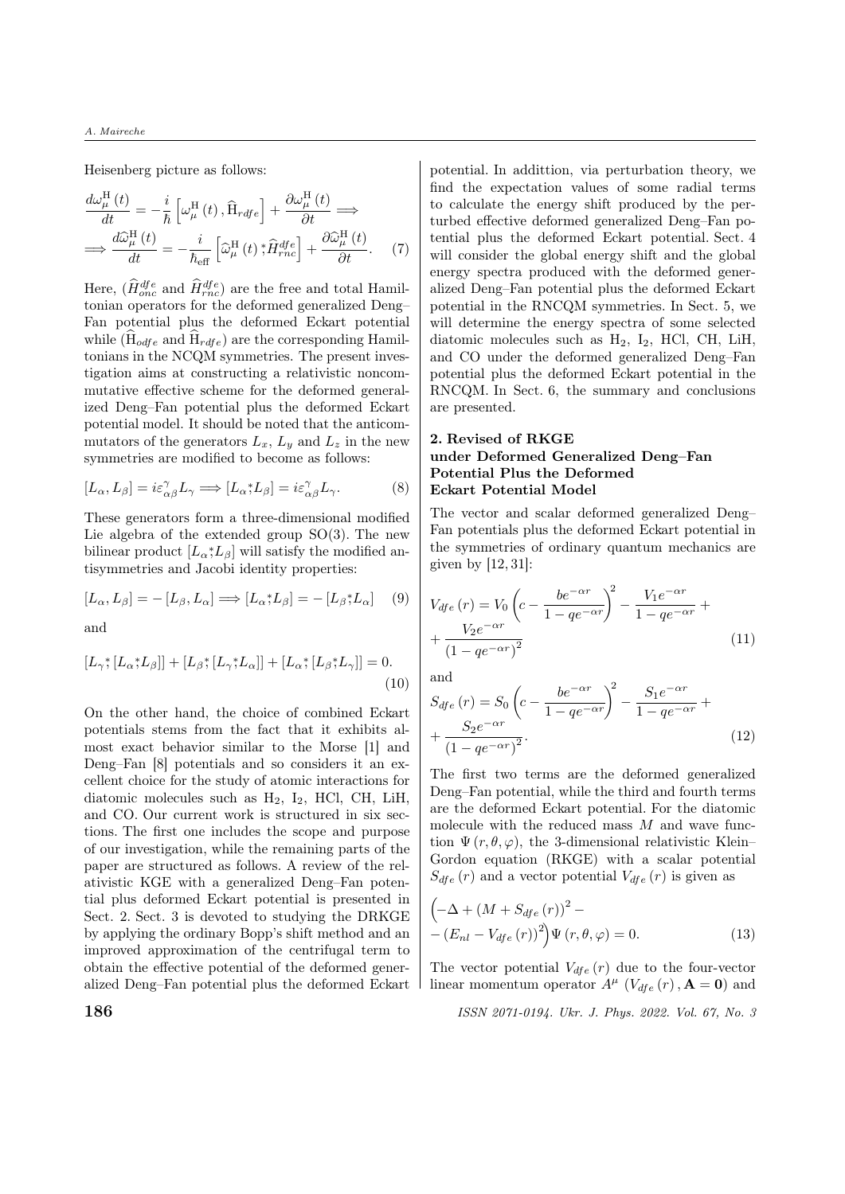Heisenberg picture as follows:

$$\frac{d\omega_{\mu}^{\mathrm{H}}(t)}{dt} = -\frac{i}{\hbar}\left[\omega_{\mu}^{\mathrm{H}}(t), \widehat{\mathrm{H}}_{rdfe}\right] + \frac{\partial\omega_{\mu}^{\mathrm{H}}(t)}{\partial t} \Longrightarrow$$
$$\Longrightarrow \frac{d\widehat{\omega}_{\mu}^{\mathrm{H}}(t)}{dt} = -\frac{i}{\hbar_{\mathrm{eff}}}\left[\widehat{\omega}_{\mu}^{\mathrm{H}}(t) \stackrel{*}{,} \widehat{H}_{rnc}^{dfe}\right] + \frac{\partial\widehat{\omega}_{\mu}^{\mathrm{H}}(t)}{\partial t}. \quad (7)$$

Here, ($\widehat{H}_{onc}^{dfe}$ and $\widehat{H}_{rnc}^{dfe}$) are the free and total Hamiltonian operators for the deformed generalized Deng–Fan potential plus the deformed Eckart potential while ($\widehat{\mathrm{H}}_{odfe}$ and $\widehat{\mathrm{H}}_{rdfe}$) are the corresponding Hamiltonians in the NCQM symmetries. The present investigation aims at constructing a relativistic noncommutative effective scheme for the deformed generalized Deng–Fan potential plus the deformed Eckart potential model. It should be noted that the anticommutators of the generators $L_x$, $L_y$ and $L_z$ in the new symmetries are modified to become as follows:

$$[L_{\alpha}, L_{\beta}] = i\varepsilon_{\alpha\beta}^{\gamma}L_{\gamma} \Longrightarrow [L_{\alpha} \stackrel{*}{,} L_{\beta}] = i\varepsilon_{\alpha\beta}^{\gamma}L_{\gamma}. \quad (8)$$

These generators form a three-dimensional modified Lie algebra of the extended group SO(3). The new bilinear product $[L_{\alpha} \stackrel{*}{,} L_{\beta}]$ will satisfy the modified antisymmetries and Jacobi identity properties:

$$[L_{\alpha}, L_{\beta}] = -[L_{\beta}, L_{\alpha}] \Longrightarrow [L_{\alpha} \stackrel{*}{,} L_{\beta}] = -[L_{\beta} \stackrel{*}{,} L_{\alpha}] \quad (9)$$

and

$$[L_{\gamma} \stackrel{*}{,} [L_{\alpha} \stackrel{*}{,} L_{\beta}]] + [L_{\beta} \stackrel{*}{,} [L_{\gamma} \stackrel{*}{,} L_{\alpha}]] + [L_{\alpha} \stackrel{*}{,} [L_{\beta} \stackrel{*}{,} L_{\gamma}]] = 0. \quad (10)$$

On the other hand, the choice of combined Eckart potentials stems from the fact that it exhibits almost exact behavior similar to the Morse [1] and Deng–Fan [8] potentials and so considers it an excellent choice for the study of atomic interactions for diatomic molecules such as $H_2$, $I_2$, HCl, CH, LiH, and CO. Our current work is structured in six sections. The first one includes the scope and purpose of our investigation, while the remaining parts of the paper are structured as follows. A review of the relativistic KGE with a generalized Deng–Fan potential plus deformed Eckart potential is presented in Sect. 2. Sect. 3 is devoted to studying the DRKGE by applying the ordinary Bopp's shift method and an improved approximation of the centrifugal term to obtain the effective potential of the deformed generalized Deng–Fan potential plus the deformed Eckart potential. In addittion, via perturbation theory, we find the expectation values of some radial terms to calculate the energy shift produced by the perturbed effective deformed generalized Deng–Fan potential plus the deformed Eckart potential. Sect. 4 will consider the global energy shift and the global energy spectra produced with the deformed generalized Deng–Fan potential plus the deformed Eckart potential in the RNCQM symmetries. In Sect. 5, we will determine the energy spectra of some selected diatomic molecules such as $H_2$, $I_2$, HCl, CH, LiH, and CO under the deformed generalized Deng–Fan potential plus the deformed Eckart potential in the RNCQM. In Sect. 6, the summary and conclusions are presented.

## 2. Revised of RKGE under Deformed Generalized Deng–Fan Potential Plus the Deformed Eckart Potential Model

The vector and scalar deformed generalized Deng–Fan potentials plus the deformed Eckart potential in the symmetries of ordinary quantum mechanics are given by [12, 31]:

$$V_{dfe}(r) = V_0\left(c - \frac{be^{-\alpha r}}{1 - qe^{-\alpha r}}\right)^2 - \frac{V_1 e^{-\alpha r}}{1 - qe^{-\alpha r}} + \frac{V_2 e^{-\alpha r}}{\left(1 - qe^{-\alpha r}\right)^2} \quad (11)$$

and

$$S_{dfe}(r) = S_0\left(c - \frac{be^{-\alpha r}}{1 - qe^{-\alpha r}}\right)^2 - \frac{S_1 e^{-\alpha r}}{1 - qe^{-\alpha r}} + \frac{S_2 e^{-\alpha r}}{\left(1 - qe^{-\alpha r}\right)^2}. \quad (12)$$

The first two terms are the deformed generalized Deng–Fan potential, while the third and fourth terms are the deformed Eckart potential. For the diatomic molecule with the reduced mass $M$ and wave function $\Psi(r, \theta, \varphi)$, the 3-dimensional relativistic Klein–Gordon equation (RKGE) with a scalar potential $S_{dfe}(r)$ and a vector potential $V_{dfe}(r)$ is given as

$$\left(-\Delta + (M + S_{dfe}(r))^2 - (E_{nl} - V_{dfe}(r))^2\right)\Psi(r, \theta, \varphi) = 0. \quad (13)$$

The vector potential $V_{dfe}(r)$ due to the four-vector linear momentum operator $A^{\mu}$ ($V_{dfe}(r)$, $\mathbf{A} = \mathbf{0}$) and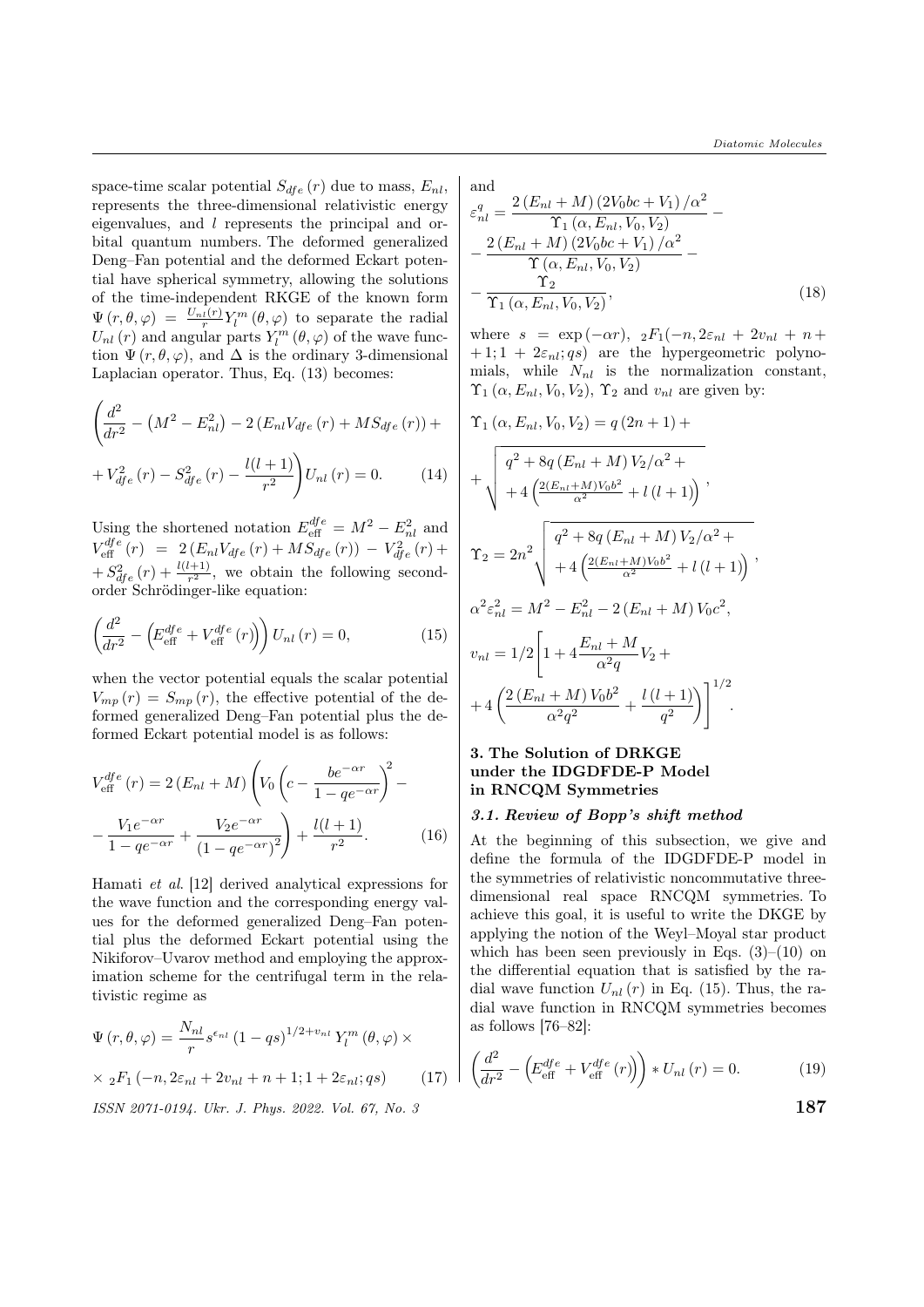space-time scalar potential $S_{dfe}(r)$ due to mass, $E_{nl}$, represents the three-dimensional relativistic energy eigenvalues, and $l$ represents the principal and orbital quantum numbers. The deformed generalized Deng–Fan potential and the deformed Eckart potential have spherical symmetry, allowing the solutions of the time-independent RKGE of the known form $\Psi(r,\theta,\varphi) = \frac{U_{nl}(r)}{r} Y_l^m(\theta,\varphi)$ to separate the radial $U_{nl}(r)$ and angular parts $Y_l^m(\theta,\varphi)$ of the wave function $\Psi(r,\theta,\varphi)$, and $\Delta$ is the ordinary 3-dimensional Laplacian operator. Thus, Eq. (13) becomes:

$$\left(\frac{d^2}{dr^2} - \left(M^2 - E_{nl}^2\right) - 2\left(E_{nl}V_{dfe}(r) + MS_{dfe}(r)\right) + V_{dfe}^2(r) - S_{dfe}^2(r) - \frac{l(l+1)}{r^2}\right)U_{nl}(r) = 0. \tag{14}$$

Using the shortened notation $E_{\text{eff}}^{dfe} = M^2 - E_{nl}^2$ and $V_{\text{eff}}^{dfe}(r) = 2\left(E_{nl}V_{dfe}(r) + MS_{dfe}(r)\right) - V_{dfe}^2(r) + S_{dfe}^2(r) + \frac{l(l+1)}{r^2}$, we obtain the following second-order Schrödinger-like equation:

$$\left(\frac{d^2}{dr^2} - \left(E_{\text{eff}}^{dfe} + V_{\text{eff}}^{dfe}(r)\right)\right)U_{nl}(r) = 0, \tag{15}$$

when the vector potential equals the scalar potential $V_{mp}(r) = S_{mp}(r)$, the effective potential of the deformed generalized Deng–Fan potential plus the deformed Eckart potential model is as follows:

$$V_{\text{eff}}^{dfe}(r) = 2\left(E_{nl} + M\right)\left(V_0\left(c - \frac{be^{-\alpha r}}{1 - qe^{-\alpha r}}\right)^2 - \frac{V_1 e^{-\alpha r}}{1 - qe^{-\alpha r}} + \frac{V_2 e^{-\alpha r}}{\left(1 - qe^{-\alpha r}\right)^2}\right) + \frac{l(l+1)}{r^2}. \tag{16}$$

Hamati *et al.* [12] derived analytical expressions for the wave function and the corresponding energy values for the deformed generalized Deng–Fan potential plus the deformed Eckart potential using the Nikiforov–Uvarov method and employing the approximation scheme for the centrifugal term in the relativistic regime as

$$\Psi(r,\theta,\varphi) = \frac{N_{nl}}{r} s^{\epsilon_{nl}} \left(1 - qs\right)^{1/2 + v_{nl}} Y_l^m(\theta,\varphi) \times {}_2F_1\left(-n, 2\varepsilon_{nl} + 2v_{nl} + n + 1; 1 + 2\varepsilon_{nl}; qs\right) \tag{17}$$

and

$$\varepsilon_{nl}^q = \frac{2\left(E_{nl} + M\right)\left(2V_0 bc + V_1\right)/\alpha^2}{\Upsilon_1\left(\alpha, E_{nl}, V_0, V_2\right)} - \frac{2\left(E_{nl} + M\right)\left(2V_0 bc + V_1\right)/\alpha^2}{\Upsilon\left(\alpha, E_{nl}, V_0, V_2\right)} - \frac{\Upsilon_2}{\Upsilon_1\left(\alpha, E_{nl}, V_0, V_2\right)}, \tag{18}$$

where $s = \exp(-\alpha r)$, ${}_2F_1(-n, 2\varepsilon_{nl} + 2v_{nl} + n + 1; 1 + 2\varepsilon_{nl}; qs)$ are the hypergeometric polynomials, while $N_{nl}$ is the normalization constant, $\Upsilon_1(\alpha, E_{nl}, V_0, V_2)$, $\Upsilon_2$ and $v_{nl}$ are given by:

$$\Upsilon_1\left(\alpha, E_{nl}, V_0, V_2\right) = q\left(2n + 1\right) + \sqrt{q^2 + 8q\left(E_{nl} + M\right)V_2/\alpha^2 + 4\left(\frac{2\left(E_{nl} + M\right)V_0 b^2}{\alpha^2} + l\left(l + 1\right)\right)},$$

$$\Upsilon_2 = 2n^2\sqrt{q^2 + 8q\left(E_{nl} + M\right)V_2/\alpha^2 + 4\left(\frac{2\left(E_{nl} + M\right)V_0 b^2}{\alpha^2} + l\left(l + 1\right)\right)},$$

$$\alpha^2\varepsilon_{nl}^2 = M^2 - E_{nl}^2 - 2\left(E_{nl} + M\right)V_0 c^2,$$

$$v_{nl} = 1/2\left[1 + 4\frac{E_{nl} + M}{\alpha^2 q}V_2 + 4\left(\frac{2\left(E_{nl} + M\right)V_0 b^2}{\alpha^2 q^2} + \frac{l\left(l + 1\right)}{q^2}\right)\right]^{1/2}.$$

## 3. The Solution of DRKGE under the IDGDFDE-P Model in RNCQM Symmetries

### 3.1. Review of Bopp's shift method

At the beginning of this subsection, we give and define the formula of the IDGDFDE-P model in the symmetries of relativistic noncommutative three-dimensional real space RNCQM symmetries. To achieve this goal, it is useful to write the DKGE by applying the notion of the Weyl–Moyal star product which has been seen previously in Eqs. (3)–(10) on the differential equation that is satisfied by the radial wave function $U_{nl}(r)$ in Eq. (15). Thus, the radial wave function in RNCQM symmetries becomes as follows [76–82]:

$$\left(\frac{d^2}{dr^2} - \left(E_{\text{eff}}^{dfe} + V_{\text{eff}}^{dfe}(r)\right)\right) * U_{nl}(r) = 0. \tag{19}$$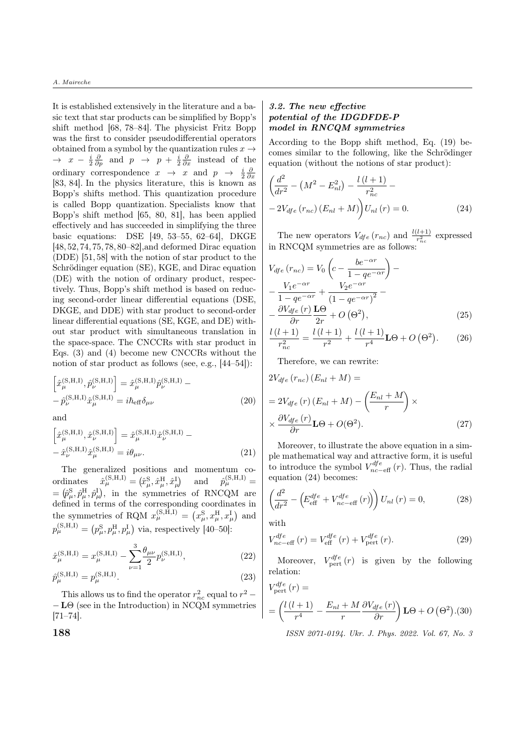It is established extensively in the literature and a basic text that star products can be simplified by Bopp's shift method [68, 78–84]. The physicist Fritz Bopp was the first to consider pseudodifferential operators obtained from a symbol by the quantization rules $x \to x - \frac{i}{2}\frac{\partial}{\partial p}$ and $p \to p + \frac{i}{2}\frac{\partial}{\partial x}$ instead of the ordinary correspondence $x \to x$ and $p \to \frac{i}{2}\frac{\partial}{\partial x}$ [83, 84]. In the physics literature, this is known as Bopp's shifts method. This quantization procedure is called Bopp quantization. Specialists know that Bopp's shift method [65, 80, 81], has been applied effectively and has succeeded in simplifying the three basic equations: DSE [49, 53–55, 62–64], DKGE [48, 52, 74, 75, 78, 80–82],and deformed Dirac equation (DDE) [51, 58] with the notion of star product to the Schrödinger equation (SE), KGE, and Dirac equation (DE) with the notion of ordinary product, respectively. Thus, Bopp's shift method is based on reducing second-order linear differential equations (DSE, DKGE, and DDE) with star product to second-order linear differential equations (SE, KGE, and DE) without star product with simultaneous translation in the space-space. The CNCCRs with star product in Eqs. (3) and (4) become new CNCCRs without the notion of star product as follows (see, e.g., [44–54]):

$$\left[\hat{x}_\mu^{(\mathrm{S,H,I})}, \hat{p}_\nu^{(\mathrm{S,H,I})}\right] = \hat{x}_\mu^{(\mathrm{S,H,I})}\hat{p}_\nu^{(\mathrm{S,H,I})} - \hat{p}_\nu^{(\mathrm{S,H,I})}\hat{x}_\mu^{(\mathrm{S,H,I})} = i\hbar_{\mathrm{eff}}\delta_{\mu\nu} \tag{20}$$

and

$$\left[\hat{x}_\mu^{(\mathrm{S,H,I})}, \hat{x}_\nu^{(\mathrm{S,H,I})}\right] = \hat{x}_\mu^{(\mathrm{S,H,I})}\hat{x}_\nu^{(\mathrm{S,H,I})} - \hat{x}_\nu^{(\mathrm{S,H,I})}\hat{x}_\mu^{(\mathrm{S,H,I})} = i\theta_{\mu\nu}. \tag{21}$$

The generalized positions and momentum coordinates $\hat{x}_\mu^{(\mathrm{S,H,I})} = \left(\hat{x}_\mu^{\mathrm{S}}, \hat{x}_\mu^{\mathrm{H}}, \hat{x}_\mu^{\mathrm{I}}\right)$ and $\hat{p}_\mu^{(\mathrm{S,H,I})} = \left(\hat{p}_\mu^{\mathrm{S}}, \hat{p}_\mu^{\mathrm{H}}, \hat{p}_\mu^{\mathrm{I}}\right)$, in the symmetries of RNCQM are defined in terms of the corresponding coordinates in the symmetries of RQM $x_\mu^{(\mathrm{S,H,I})} = \left(x_\mu^{\mathrm{S}}, x_\mu^{\mathrm{H}}, x_\mu^{\mathrm{I}}\right)$ and $p_\mu^{(\mathrm{S,H,I})} = \left(p_\mu^{\mathrm{S}}, p_\mu^{\mathrm{H}}, p_\mu^{\mathrm{I}}\right)$ via, respectively [40–50]:

$$\hat{x}_\mu^{(\mathrm{S,H,I})} = x_\mu^{(\mathrm{S,H,I})} - \sum_{\nu=1}^{3}\frac{\theta_{\mu\nu}}{2}p_\nu^{(\mathrm{S,H,I})}, \tag{22}$$

$$\hat{p}_\mu^{(\mathrm{S,H,I})} = p_\mu^{(\mathrm{S,H,I})}. \tag{23}$$

This allows us to find the operator $r_{nc}^2$ equal to $r^2 - \mathbf{L}\Theta$ (see in the Introduction) in NCQM symmetries [71–74].

### *3.2. The new effective potential of the IDGDFDE-P model in RNCQM symmetries*

According to the Bopp shift method, Eq. (19) becomes similar to the following, like the Schrödinger equation (without the notions of star product):

$$\left(\frac{d^2}{dr^2} - \left(M^2 - E_{nl}^2\right) - \frac{l\,(l+1)}{r_{nc}^2} - 2V_{dfe}\,(r_{nc})\,(E_{nl} + M)\right)U_{nl}\,(r) = 0. \tag{24}$$

The new operators $V_{dfe}\,(r_{nc})$ and $\frac{l(l+1)}{r_{nc}^2}$ expressed in RNCQM symmetries are as follows:

$$V_{dfe}\,(r_{nc}) = V_0\left(c - \frac{be^{-\alpha r}}{1 - qe^{-\alpha r}}\right) - \frac{V_1 e^{-\alpha r}}{1 - qe^{-\alpha r}} + \frac{V_2 e^{-\alpha r}}{\left(1 - qe^{-\alpha r}\right)^2} - \frac{\partial V_{dfe}\,(r)}{\partial r}\frac{\mathbf{L}\Theta}{2r} + O\left(\Theta^2\right), \tag{25}$$

$$\frac{l\,(l+1)}{r_{nc}^2} = \frac{l\,(l+1)}{r^2} + \frac{l\,(l+1)}{r^4}\mathbf{L}\Theta + O\left(\Theta^2\right). \tag{26}$$

Therefore, we can rewrite:

$$2V_{dfe}\,(r_{nc})\,(E_{nl} + M) = 2V_{dfe}\,(r)\,(E_{nl} + M) - \left(\frac{E_{nl} + M}{r}\right) \times \frac{\partial V_{dfe}\,(r)}{\partial r}\mathbf{L}\Theta + O(\Theta^2). \tag{27}$$

Moreover, to illustrate the above equation in a simple mathematical way and attractive form, it is useful to introduce the symbol $V_{nc-\mathrm{eff}}^{dfe}\,(r)$. Thus, the radial equation (24) becomes:

$$\left(\frac{d^2}{dr^2} - \left(E_{\mathrm{eff}}^{dfe} + V_{nc-\mathrm{eff}}^{dfe}\,(r)\right)\right)U_{nl}\,(r) = 0, \tag{28}$$

with

$$V_{nc-\mathrm{eff}}^{dfe}\,(r) = V_{\mathrm{eff}}^{dfe}\,(r) + V_{\mathrm{pert}}^{dfe}\,(r). \tag{29}$$

Moreover, $V_{\mathrm{pert}}^{dfe}\,(r)$ is given by the following relation:

$$V_{\mathrm{pert}}^{dfe}\,(r) = \left(\frac{l\,(l+1)}{r^4} - \frac{E_{nl} + M}{r}\frac{\partial V_{dfe}\,(r)}{\partial r}\right)\mathbf{L}\Theta + O\left(\Theta^2\right). \tag{30}$$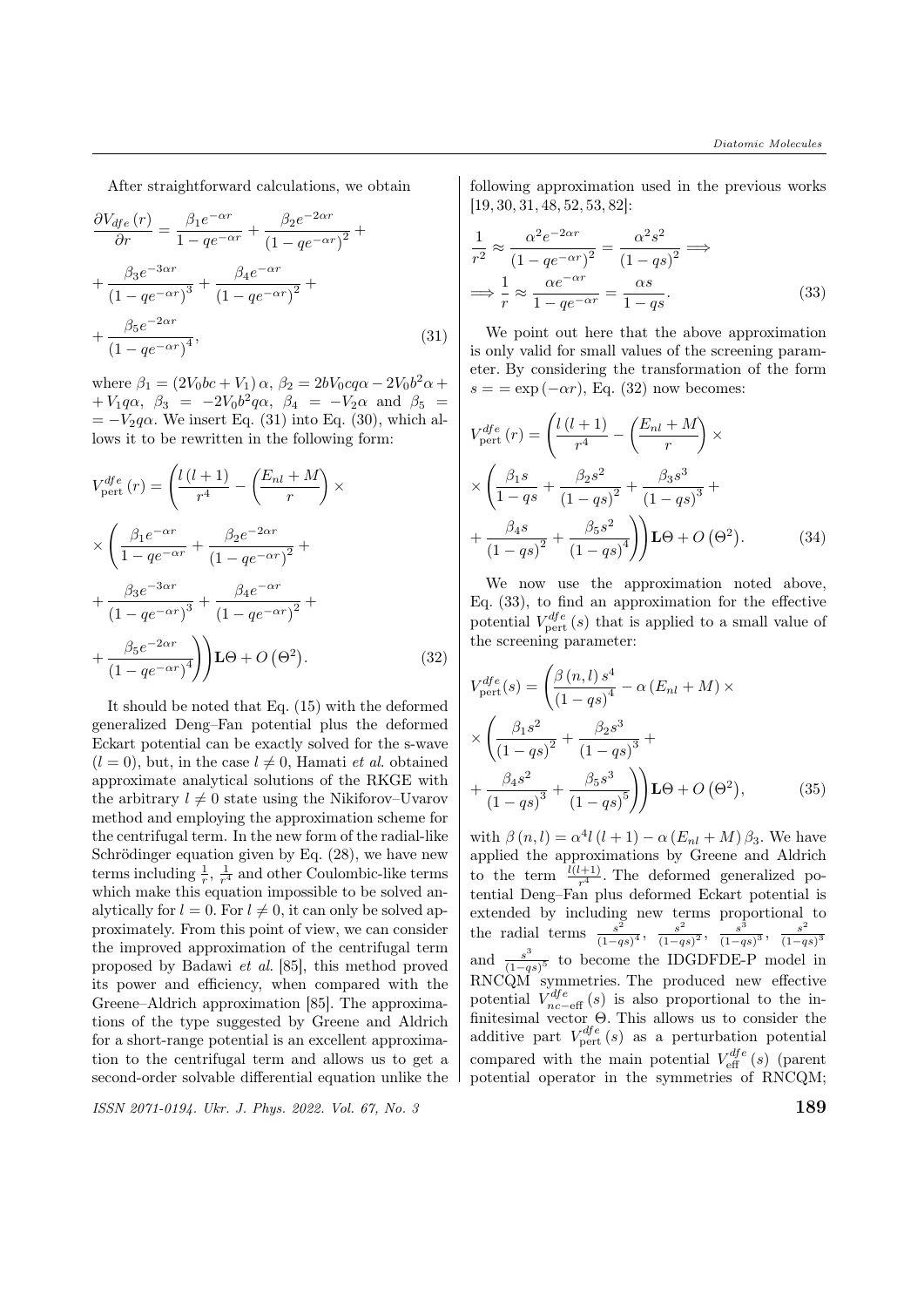After straightforward calculations, we obtain

$$\frac{\partial V_{dfe}(r)}{\partial r} = \frac{\beta_1 e^{-\alpha r}}{1 - qe^{-\alpha r}} + \frac{\beta_2 e^{-2\alpha r}}{(1 - qe^{-\alpha r})^2} + \frac{\beta_3 e^{-3\alpha r}}{(1 - qe^{-\alpha r})^3} + \frac{\beta_4 e^{-\alpha r}}{(1 - qe^{-\alpha r})^2} + \frac{\beta_5 e^{-2\alpha r}}{(1 - qe^{-\alpha r})^4}, \tag{31}$$

where $\beta_1 = (2V_0bc + V_1)\alpha$, $\beta_2 = 2bV_0cq\alpha - 2V_0b^2\alpha + V_1q\alpha$, $\beta_3 = -2V_0b^2q\alpha$, $\beta_4 = -V_2\alpha$ and $\beta_5 = -V_2q\alpha$. We insert Eq. (31) into Eq. (30), which allows it to be rewritten in the following form:

$$V_{\text{pert}}^{dfe}(r) = \left(\frac{l(l+1)}{r^4} - \left(\frac{E_{nl} + M}{r}\right) \times \left(\frac{\beta_1 e^{-\alpha r}}{1 - qe^{-\alpha r}} + \frac{\beta_2 e^{-2\alpha r}}{(1 - qe^{-\alpha r})^2} + \frac{\beta_3 e^{-3\alpha r}}{(1 - qe^{-\alpha r})^3} + \frac{\beta_4 e^{-\alpha r}}{(1 - qe^{-\alpha r})^2} + \frac{\beta_5 e^{-2\alpha r}}{(1 - qe^{-\alpha r})^4}\right)\right) \mathbf{L}\Theta + O(\Theta^2). \tag{32}$$

It should be noted that Eq. (15) with the deformed generalized Deng–Fan potential plus the deformed Eckart potential can be exactly solved for the s-wave $(l = 0)$, but, in the case $l \neq 0$, Hamati *et al.* obtained approximate analytical solutions of the RKGE with the arbitrary $l \neq 0$ state using the Nikiforov–Uvarov method and employing the approximation scheme for the centrifugal term. In the new form of the radial-like Schrödinger equation given by Eq. (28), we have new terms including $\frac{1}{r}$, $\frac{1}{r^4}$ and other Coulombic-like terms which make this equation impossible to be solved analytically for $l = 0$. For $l \neq 0$, it can only be solved approximately. From this point of view, we can consider the improved approximation of the centrifugal term proposed by Badawi *et al.* [85], this method proved its power and efficiency, when compared with the Greene–Aldrich approximation [85]. The approximations of the type suggested by Greene and Aldrich for a short-range potential is an excellent approximation to the centrifugal term and allows us to get a second-order solvable differential equation unlike the following approximation used in the previous works [19, 30, 31, 48, 52, 53, 82]:

$$\frac{1}{r^2} \approx \frac{\alpha^2 e^{-2\alpha r}}{(1 - qe^{-\alpha r})^2} = \frac{\alpha^2 s^2}{(1 - qs)^2} \Longrightarrow \Longrightarrow \frac{1}{r} \approx \frac{\alpha e^{-\alpha r}}{1 - qe^{-\alpha r}} = \frac{\alpha s}{1 - qs}. \tag{33}$$

We point out here that the above approximation is only valid for small values of the screening parameter. By considering the transformation of the form $s = = \exp(-\alpha r)$, Eq. (32) now becomes:

$$V_{\text{pert}}^{dfe}(r) = \left(\frac{l(l+1)}{r^4} - \left(\frac{E_{nl} + M}{r}\right) \times \left(\frac{\beta_1 s}{1 - qs} + \frac{\beta_2 s^2}{(1 - qs)^2} + \frac{\beta_3 s^3}{(1 - qs)^3} + \frac{\beta_4 s}{(1 - qs)^2} + \frac{\beta_5 s^2}{(1 - qs)^4}\right)\right) \mathbf{L}\Theta + O(\Theta^2). \tag{34}$$

We now use the approximation noted above, Eq. (33), to find an approximation for the effective potential $V_{\text{pert}}^{dfe}(s)$ that is applied to a small value of the screening parameter:

$$V_{\text{pert}}^{dfe}(s) = \left(\frac{\beta(n,l)\, s^4}{(1 - qs)^4} - \alpha(E_{nl} + M) \times \left(\frac{\beta_1 s^2}{(1 - qs)^2} + \frac{\beta_2 s^3}{(1 - qs)^3} + \frac{\beta_4 s^2}{(1 - qs)^3} + \frac{\beta_5 s^3}{(1 - qs)^5}\right)\right) \mathbf{L}\Theta + O(\Theta^2), \tag{35}$$

with $\beta(n,l) = \alpha^4 l(l+1) - \alpha(E_{nl} + M)\beta_3$. We have applied the approximations by Greene and Aldrich to the term $\frac{l(l+1)}{r^4}$. The deformed generalized potential Deng–Fan plus deformed Eckart potential is extended by including new terms proportional to the radial terms $\frac{s^2}{(1-qs)^4}$, $\frac{s^2}{(1-qs)^2}$, $\frac{s^3}{(1-qs)^3}$, $\frac{s^2}{(1-qs)^3}$ and $\frac{s^3}{(1-qs)^5}$ to become the IDGDFDE-P model in RNCQM symmetries. The produced new effective potential $V_{nc-\text{eff}}^{dfe}(s)$ is also proportional to the infinitesimal vector $\Theta$. This allows us to consider the additive part $V_{\text{pert}}^{dfe}(s)$ as a perturbation potential compared with the main potential $V_{\text{eff}}^{dfe}(s)$ (parent potential operator in the symmetries of RNCQM;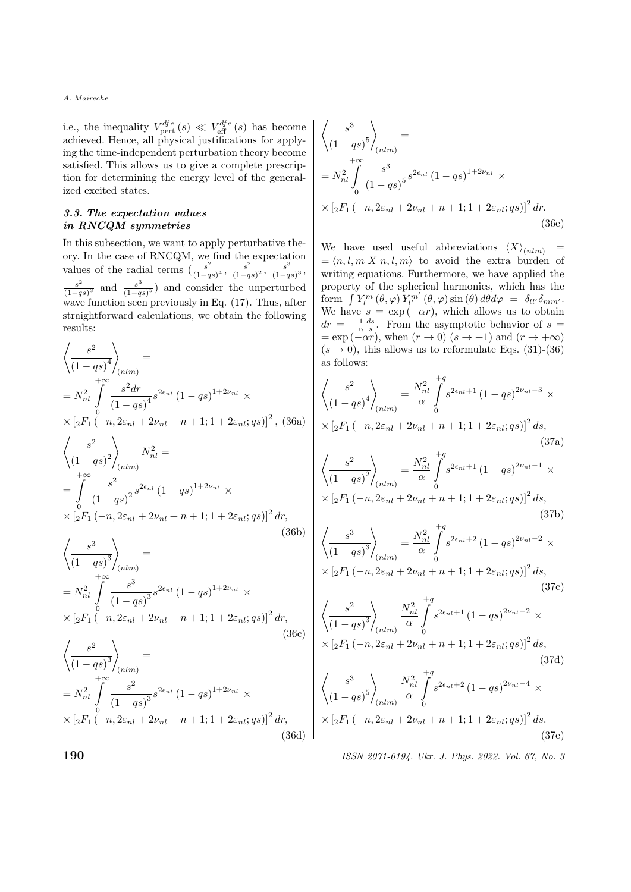i.e., the inequality $V_{\text{pert}}^{dfe}(s) \ll V_{\text{eff}}^{dfe}(s)$ has become achieved. Hence, all physical justifications for applying the time-independent perturbation theory become satisfied. This allows us to give a complete prescription for determining the energy level of the generalized excited states.

### *3.3. The expectation values in RNCQM symmetries*

In this subsection, we want to apply perturbative theory. In the case of RNCQM, we find the expectation values of the radial terms ($\frac{s^2}{(1-qs)^4}$, $\frac{s^2}{(1-qs)^2}$, $\frac{s^3}{(1-qs)^3}$, $\frac{s^2}{(1-qs)^3}$ and $\frac{s^3}{(1-qs)^5}$) and consider the unperturbed wave function seen previously in Eq. (17). Thus, after straightforward calculations, we obtain the following results:

$$\left\langle \frac{s^2}{(1-qs)^4} \right\rangle_{(nlm)} = \\ = N_{nl}^2 \int_0^{+\infty} \frac{s^2 dr}{(1-qs)^4} s^{2\epsilon_{nl}} (1-qs)^{1+2\nu_{nl}} \times \\ \times \left[ {}_2F_1 \left(-n, 2\varepsilon_{nl} + 2\nu_{nl} + n + 1; 1 + 2\varepsilon_{nl}; qs\right)\right]^2, \tag{36a}$$

$$\left\langle \frac{s^2}{(1-qs)^2} \right\rangle_{(nlm)} N_{nl}^2 = \\ = \int_0^{+\infty} \frac{s^2}{(1-qs)^2} s^{2\epsilon_{nl}} (1-qs)^{1+2\nu_{nl}} \times \\ \times \left[ {}_2F_1 \left(-n, 2\varepsilon_{nl} + 2\nu_{nl} + n + 1; 1 + 2\varepsilon_{nl}; qs\right)\right]^2 dr, \tag{36b}$$

$$\left\langle \frac{s^3}{(1-qs)^3} \right\rangle_{(nlm)} = \\ = N_{nl}^2 \int_0^{+\infty} \frac{s^3}{(1-qs)^3} s^{2\epsilon_{nl}} (1-qs)^{1+2\nu_{nl}} \times \\ \times \left[ {}_2F_1 \left(-n, 2\varepsilon_{nl} + 2\nu_{nl} + n + 1; 1 + 2\varepsilon_{nl}; qs\right)\right]^2 dr, \tag{36c}$$

$$\left\langle \frac{s^2}{(1-qs)^3} \right\rangle_{(nlm)} = \\ = N_{nl}^2 \int_0^{+\infty} \frac{s^2}{(1-qs)^3} s^{2\epsilon_{nl}} (1-qs)^{1+2\nu_{nl}} \times \\ \times \left[ {}_2F_1 \left(-n, 2\varepsilon_{nl} + 2\nu_{nl} + n + 1; 1 + 2\varepsilon_{nl}; qs\right)\right]^2 dr, \tag{36d}$$

$$\left\langle \frac{s^3}{(1-qs)^5} \right\rangle_{(nlm)} = \\ = N_{nl}^2 \int_0^{+\infty} \frac{s^3}{(1-qs)^5} s^{2\epsilon_{nl}} (1-qs)^{1+2\nu_{nl}} \times \\ \times \left[ {}_2F_1 \left(-n, 2\varepsilon_{nl} + 2\nu_{nl} + n + 1; 1 + 2\varepsilon_{nl}; qs\right)\right]^2 dr. \tag{36e}$$

We have used useful abbreviations $\langle X \rangle_{(nlm)} = \langle n, l, m\ X\ n, l, m \rangle$ to avoid the extra burden of writing equations. Furthermore, we have applied the property of the spherical harmonics, which has the form $\int Y_l^m(\theta,\varphi) Y_{l'}^{m'}(\theta,\varphi) \sin(\theta) d\theta d\varphi = \delta_{ll'}\delta_{mm'}$. We have $s = \exp(-\alpha r)$, which allows us to obtain $dr = -\frac{1}{\alpha}\frac{ds}{s}$. From the asymptotic behavior of $s = \exp(-\alpha r)$, when $(r \to 0)$ $(s \to +1)$ and $(r \to +\infty)$ $(s \to 0)$, this allows us to reformulate Eqs. (31)-(36) as follows:

$$\left\langle \frac{s^2}{(1-qs)^4} \right\rangle_{(nlm)} = \frac{N_{nl}^2}{\alpha} \int_0^{+q} s^{2\epsilon_{nl}+1} (1-qs)^{2\nu_{nl}-3} \times \\ \times \left[ {}_2F_1 \left(-n, 2\varepsilon_{nl} + 2\nu_{nl} + n + 1; 1 + 2\varepsilon_{nl}; qs\right)\right]^2 ds, \tag{37a}$$

$$\left\langle \frac{s^2}{(1-qs)^2} \right\rangle_{(nlm)} = \frac{N_{nl}^2}{\alpha} \int_0^{+q} s^{2\epsilon_{nl}+1} (1-qs)^{2\nu_{nl}-1} \times \\ \times \left[ {}_2F_1 \left(-n, 2\varepsilon_{nl} + 2\nu_{nl} + n + 1; 1 + 2\varepsilon_{nl}; qs\right)\right]^2 ds, \tag{37b}$$

$$\left\langle \frac{s^3}{(1-qs)^3} \right\rangle_{(nlm)} = \frac{N_{nl}^2}{\alpha} \int_0^{+q} s^{2\epsilon_{nl}+2} (1-qs)^{2\nu_{nl}-2} \times \\ \times \left[ {}_2F_1 \left(-n, 2\varepsilon_{nl} + 2\nu_{nl} + n + 1; 1 + 2\varepsilon_{nl}; qs\right)\right]^2 ds, \tag{37c}$$

$$\left\langle \frac{s^2}{(1-qs)^3} \right\rangle_{(nlm)} \frac{N_{nl}^2}{\alpha} \int_0^{+q} s^{2\epsilon_{nl}+1} (1-qs)^{2\nu_{nl}-2} \times \\ \times \left[ {}_2F_1 \left(-n, 2\varepsilon_{nl} + 2\nu_{nl} + n + 1; 1 + 2\varepsilon_{nl}; qs\right)\right]^2 ds, \tag{37d}$$

$$\left\langle \frac{s^3}{(1-qs)^5} \right\rangle_{(nlm)} \frac{N_{nl}^2}{\alpha} \int_0^{+q} s^{2\epsilon_{nl}+2} (1-qs)^{2\nu_{nl}-4} \times \\ \times \left[ {}_2F_1 \left(-n, 2\varepsilon_{nl} + 2\nu_{nl} + n + 1; 1 + 2\varepsilon_{nl}; qs\right)\right]^2 ds. \tag{37e}$$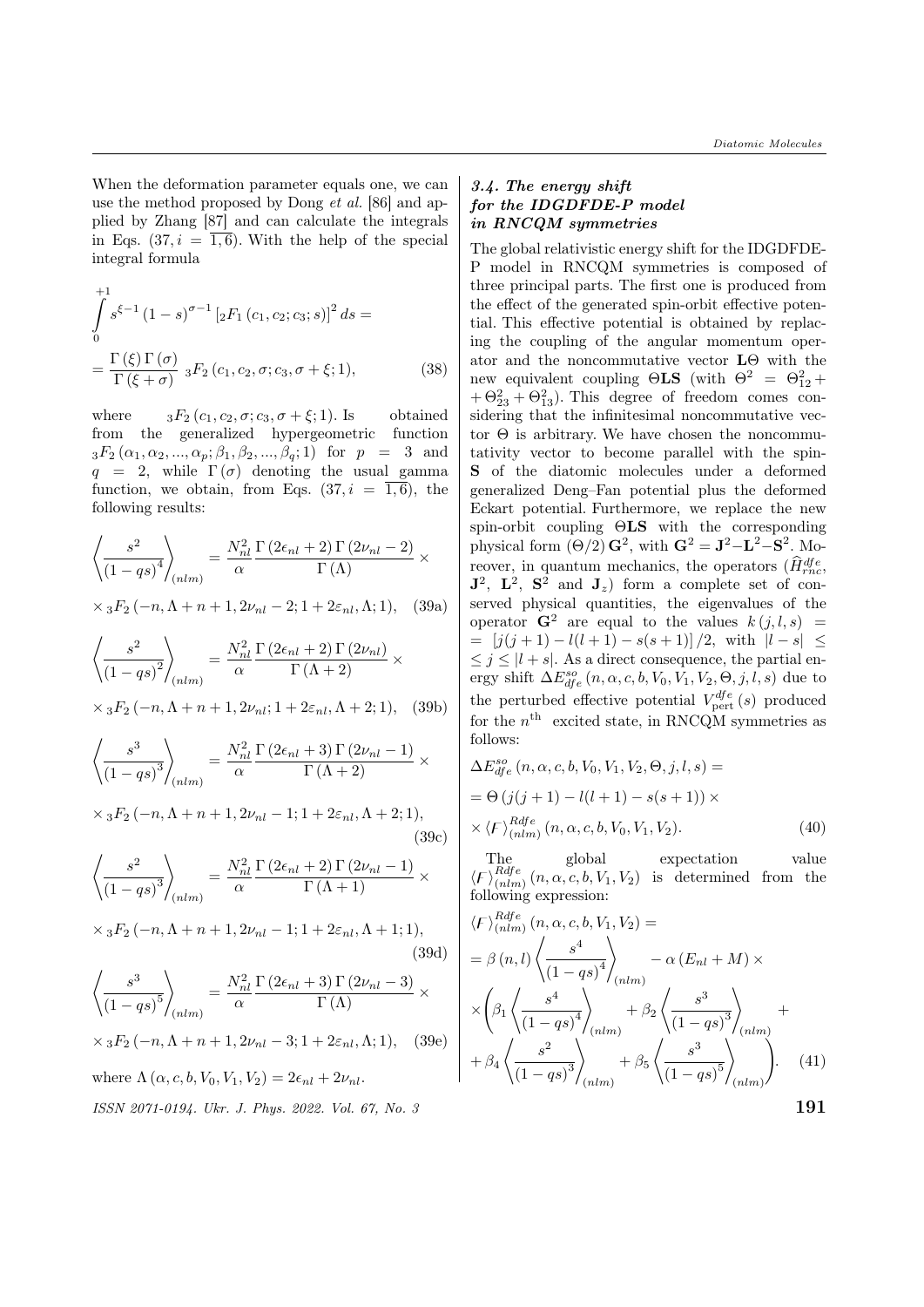When the deformation parameter equals one, we can use the method proposed by Dong *et al.* [86] and applied by Zhang [87] and can calculate the integrals in Eqs. $(37, i = \overline{1,6})$. With the help of the special integral formula

$$\int_0^{+1} s^{\xi-1} (1-s)^{\sigma-1} \left[{}_2F_1(c_1, c_2; c_3; s)\right]^2 ds = \\ = \frac{\Gamma(\xi)\Gamma(\sigma)}{\Gamma(\xi+\sigma)}\, {}_3F_2(c_1, c_2, \sigma; c_3, \sigma+\xi; 1), \tag{38}$$

where ${}_3F_2(c_1, c_2, \sigma; c_3, \sigma+\xi; 1)$. Is obtained from the generalized hypergeometric function ${}_3F_2(\alpha_1, \alpha_2, ..., \alpha_p; \beta_1, \beta_2, ..., \beta_q; 1)$ for $p = 3$ and $q = 2$, while $\Gamma(\sigma)$ denoting the usual gamma function, we obtain, from Eqs. $(37, i = \overline{1,6})$, the following results:

$$\left\langle \frac{s^2}{(1-qs)^4} \right\rangle_{(nlm)} = \frac{N_{nl}^2}{\alpha} \frac{\Gamma(2\epsilon_{nl}+2)\Gamma(2\nu_{nl}-2)}{\Gamma(\Lambda)} \times \\ \times {}_3F_2(-n, \Lambda+n+1, 2\nu_{nl}-2; 1+2\varepsilon_{nl}, \Lambda; 1), \tag{39a}$$

$$\left\langle \frac{s^2}{(1-qs)^2} \right\rangle_{(nlm)} = \frac{N_{nl}^2}{\alpha} \frac{\Gamma(2\epsilon_{nl}+2)\Gamma(2\nu_{nl})}{\Gamma(\Lambda+2)} \times \\ \times {}_3F_2(-n, \Lambda+n+1, 2\nu_{nl}; 1+2\varepsilon_{nl}, \Lambda+2; 1), \tag{39b}$$

$$\left\langle \frac{s^3}{(1-qs)^3} \right\rangle_{(nlm)} = \frac{N_{nl}^2}{\alpha} \frac{\Gamma(2\epsilon_{nl}+3)\Gamma(2\nu_{nl}-1)}{\Gamma(\Lambda+2)} \times \\ \times {}_3F_2(-n, \Lambda+n+1, 2\nu_{nl}-1; 1+2\varepsilon_{nl}, \Lambda+2; 1), \tag{39c}$$

$$\left\langle \frac{s^2}{(1-qs)^3} \right\rangle_{(nlm)} = \frac{N_{nl}^2}{\alpha} \frac{\Gamma(2\epsilon_{nl}+2)\Gamma(2\nu_{nl}-1)}{\Gamma(\Lambda+1)} \times \\ \times {}_3F_2(-n, \Lambda+n+1, 2\nu_{nl}-1; 1+2\varepsilon_{nl}, \Lambda+1; 1), \tag{39d}$$

$$\left\langle \frac{s^3}{(1-qs)^5} \right\rangle_{(nlm)} = \frac{N_{nl}^2}{\alpha} \frac{\Gamma(2\epsilon_{nl}+3)\Gamma(2\nu_{nl}-3)}{\Gamma(\Lambda)} \times \\ \times {}_3F_2(-n, \Lambda+n+1, 2\nu_{nl}-3; 1+2\varepsilon_{nl}, \Lambda; 1), \tag{39e}$$

where $\Lambda(\alpha, c, b, V_0, V_1, V_2) = 2\epsilon_{nl} + 2\nu_{nl}$.

### 3.4. The energy shift for the IDGDFDE-P model in RNCQM symmetries

The global relativistic energy shift for the IDGDFDE-P model in RNCQM symmetries is composed of three principal parts. The first one is produced from the effect of the generated spin-orbit effective potential. This effective potential is obtained by replacing the coupling of the angular momentum operator and the noncommutative vector $\mathbf{L}\Theta$ with the new equivalent coupling $\Theta\mathbf{LS}$ (with $\Theta^2 = \Theta_{12}^2 + \Theta_{23}^2 + \Theta_{13}^2$). This degree of freedom comes considering that the infinitesimal noncommutative vector $\Theta$ is arbitrary. We have chosen the noncommutativity vector to become parallel with the spin-$\mathbf{S}$ of the diatomic molecules under a deformed generalized Deng–Fan potential plus the deformed Eckart potential. Furthermore, we replace the new spin-orbit coupling $\Theta\mathbf{LS}$ with the corresponding physical form $(\Theta/2)\,\mathbf{G}^2$, with $\mathbf{G}^2 = \mathbf{J}^2 - \mathbf{L}^2 - \mathbf{S}^2$. Moreover, in quantum mechanics, the operators ($\widehat{H}_{rnc}^{dfe}$, $\mathbf{J}^2$, $\mathbf{L}^2$, $\mathbf{S}^2$ and $\mathbf{J}_z$) form a complete set of conserved physical quantities, the eigenvalues of the operator $\mathbf{G}^2$ are equal to the values $k(j, l, s) = [j(j+1) - l(l+1) - s(s+1)]/2$, with $|l-s| \leq j \leq |l+s|$. As a direct consequence, the partial energy shift $\Delta E_{dfe}^{so}(n, \alpha, c, b, V_0, V_1, V_2, \Theta, j, l, s)$ due to the perturbed effective potential $V_{\text{pert}}^{dfe}(s)$ produced for the $n^{\text{th}}$ excited state, in RNCQM symmetries as follows:

$$\Delta E_{dfe}^{so}(n, \alpha, c, b, V_0, V_1, V_2, \Theta, j, l, s) = \\ = \Theta(j(j+1) - l(l+1) - s(s+1)) \times \\ \times \langle F \rangle_{(nlm)}^{Rdfe}(n, \alpha, c, b, V_0, V_1, V_2). \tag{40}$$

The global expectation value $\langle F \rangle_{(nlm)}^{Rdfe}(n, \alpha, c, b, V_1, V_2)$ is determined from the following expression:

$$\langle F \rangle_{(nlm)}^{Rdfe}(n, \alpha, c, b, V_1, V_2) = \\ = \beta(n, l) \left\langle \frac{s^4}{(1-qs)^4} \right\rangle_{(nlm)} - \alpha(E_{nl} + M) \times \\ \times \left( \beta_1 \left\langle \frac{s^4}{(1-qs)^4} \right\rangle_{(nlm)} + \beta_2 \left\langle \frac{s^3}{(1-qs)^3} \right\rangle_{(nlm)} + \right. \\ \left. + \beta_4 \left\langle \frac{s^2}{(1-qs)^3} \right\rangle_{(nlm)} + \beta_5 \left\langle \frac{s^3}{(1-qs)^5} \right\rangle_{(nlm)} \right). \tag{41}$$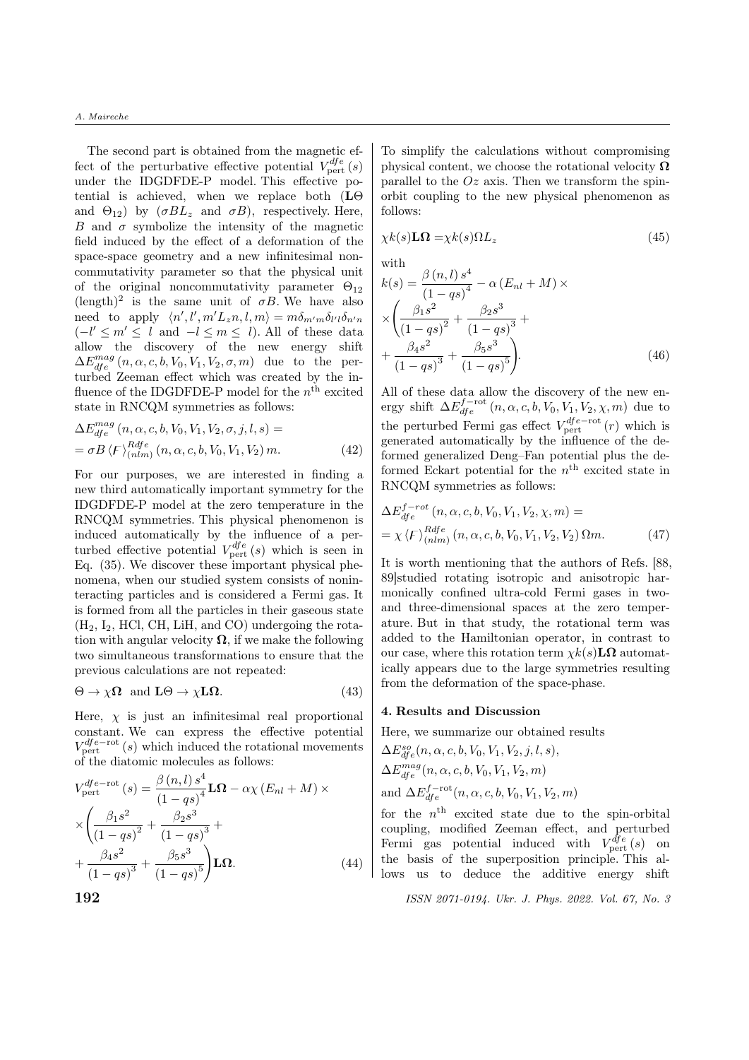The second part is obtained from the magnetic effect of the perturbative effective potential $V_{\text{pert}}^{dfe}(s)$ under the IDGDFDE-P model. This effective potential is achieved, when we replace both ($\mathbf{L}\Theta$ and $\Theta_{12}$) by ($\sigma B L_z$ and $\sigma B$), respectively. Here, $B$ and $\sigma$ symbolize the intensity of the magnetic field induced by the effect of a deformation of the space-space geometry and a new infinitesimal noncommutativity parameter so that the physical unit of the original noncommutativity parameter $\Theta_{12}$ (length)$^2$ is the same unit of $\sigma B$. We have also need to apply $\langle n', l', m' L_z n, l, m\rangle = m\delta_{m'm}\delta_{l'l}\delta_{n'n}$ $(-l' \le m' \le l$ and $-l \le m \le l)$. All of these data allow the discovery of the new energy shift $\Delta E_{dfe}^{mag}(n, \alpha, c, b, V_0, V_1, V_2, \sigma, m)$ due to the perturbed Zeeman effect which was created by the influence of the IDGDFDE-P model for the $n^{\text{th}}$ excited state in RNCQM symmetries as follows:

$$\Delta E_{dfe}^{mag}(n, \alpha, c, b, V_0, V_1, V_2, \sigma, j, l, s) = \\ = \sigma B \langle F \rangle_{(nlm)}^{Rdfe}(n, \alpha, c, b, V_0, V_1, V_2)\, m. \tag{42}$$

For our purposes, we are interested in finding a new third automatically important symmetry for the IDGDFDE-P model at the zero temperature in the RNCQM symmetries. This physical phenomenon is induced automatically by the influence of a perturbed effective potential $V_{\text{pert}}^{dfe}(s)$ which is seen in Eq. (35). We discover these important physical phenomena, when our studied system consists of noninteracting particles and is considered a Fermi gas. It is formed from all the particles in their gaseous state ($H_2$, $I_2$, HCl, CH, LiH, and CO) undergoing the rotation with angular velocity $\mathbf{\Omega}$, if we make the following two simultaneous transformations to ensure that the previous calculations are not repeated:

$$\Theta \to \chi\mathbf{\Omega} \;\; \text{and} \;\; \mathbf{L}\Theta \to \chi\mathbf{L\Omega}. \tag{43}$$

Here, $\chi$ is just an infinitesimal real proportional constant. We can express the effective potential $V_{\text{pert}}^{dfe-\text{rot}}(s)$ which induced the rotational movements of the diatomic molecules as follows:

$$V_{\text{pert}}^{dfe-\text{rot}}(s) = \frac{\beta(n,l)\, s^4}{(1-qs)^4}\mathbf{L\Omega} - \alpha\chi(E_{nl}+M) \times \\ \times \left(\frac{\beta_1 s^2}{(1-qs)^2} + \frac{\beta_2 s^3}{(1-qs)^3} + \right. \\ \left. + \frac{\beta_4 s^2}{(1-qs)^3} + \frac{\beta_5 s^3}{(1-qs)^5}\right)\mathbf{L\Omega}. \tag{44}$$

To simplify the calculations without compromising physical content, we choose the rotational velocity $\mathbf{\Omega}$ parallel to the $Oz$ axis. Then we transform the spin-orbit coupling to the new physical phenomenon as follows:

$$\chi k(s)\mathbf{L\Omega} = \chi k(s)\Omega L_z \tag{45}$$

with

$$k(s) = \frac{\beta(n,l)\, s^4}{(1-qs)^4} - \alpha(E_{nl}+M) \times \\ \times \left(\frac{\beta_1 s^2}{(1-qs)^2} + \frac{\beta_2 s^3}{(1-qs)^3} + \right. \\ \left. + \frac{\beta_4 s^2}{(1-qs)^3} + \frac{\beta_5 s^3}{(1-qs)^5}\right). \tag{46}$$

All of these data allow the discovery of the new energy shift $\Delta E_{dfe}^{f-\text{rot}}(n, \alpha, c, b, V_0, V_1, V_2, \chi, m)$ due to the perturbed Fermi gas effect $V_{\text{pert}}^{dfe-\text{rot}}(r)$ which is generated automatically by the influence of the deformed generalized Deng–Fan potential plus the deformed Eckart potential for the $n^{\text{th}}$ excited state in RNCQM symmetries as follows:

$$\Delta E_{dfe}^{f-rot}(n, \alpha, c, b, V_0, V_1, V_2, \chi, m) = \\ = \chi \langle F \rangle_{(nlm)}^{Rdfe}(n, \alpha, c, b, V_0, V_1, V_2, V_2)\, \Omega m. \tag{47}$$

It is worth mentioning that the authors of Refs. [88, 89]studied rotating isotropic and anisotropic harmonically confined ultra-cold Fermi gases in two- and three-dimensional spaces at the zero temperature. But in that study, the rotational term was added to the Hamiltonian operator, in contrast to our case, where this rotation term $\chi k(s)\mathbf{L\Omega}$ automatically appears due to the large symmetries resulting from the deformation of the space-phase.

### 4. Results and Discussion

Here, we summarize our obtained results
$\Delta E_{dfe}^{so}(n, \alpha, c, b, V_0, V_1, V_2, j, l, s)$,
$\Delta E_{dfe}^{mag}(n, \alpha, c, b, V_0, V_1, V_2, m)$
and $\Delta E_{dfe}^{f-\text{rot}}(n, \alpha, c, b, V_0, V_1, V_2, m)$
for the $n^{\text{th}}$ excited state due to the spin-orbital coupling, modified Zeeman effect, and perturbed Fermi gas potential induced with $V_{\text{pert}}^{dfe}(s)$ on the basis of the superposition principle. This allows us to deduce the additive energy shift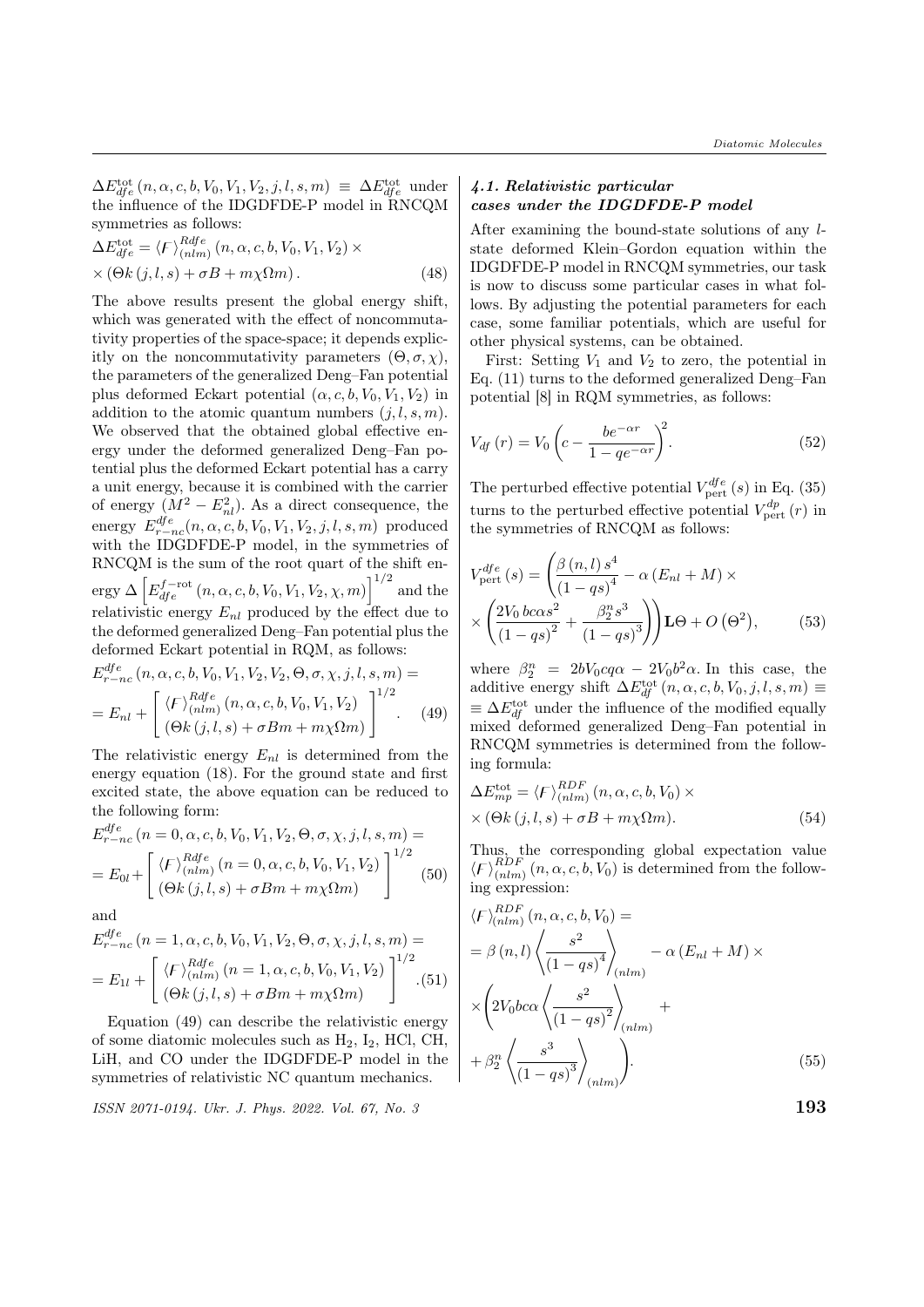$\Delta E_{dfe}^{\text{tot}}(n,\alpha,c,b,V_0,V_1,V_2,j,l,s,m) \equiv \Delta E_{dfe}^{\text{tot}}$ under the influence of the IDGDFDE-P model in RNCQM symmetries as follows:

$$\Delta E_{dfe}^{\text{tot}} = \langle F \rangle_{(nlm)}^{Rdfe}(n,\alpha,c,b,V_0,V_1,V_2) \times \times (\Theta k(j,l,s) + \sigma B + m\chi\Omega m). \tag{48}$$

The above results present the global energy shift, which was generated with the effect of noncommutativity properties of the space-space; it depends explicitly on the noncommutativity parameters $(\Theta,\sigma,\chi)$, the parameters of the generalized Deng–Fan potential plus deformed Eckart potential $(\alpha,c,b,V_0,V_1,V_2)$ in addition to the atomic quantum numbers $(j,l,s,m)$. We observed that the obtained global effective energy under the deformed generalized Deng–Fan potential plus the deformed Eckart potential has a carry a unit energy, because it is combined with the carrier of energy $(M^2 - E_{nl}^2)$. As a direct consequence, the energy $E_{r-nc}^{dfe}(n,\alpha,c,b,V_0,V_1,V_2,j,l,s,m)$ produced with the IDGDFDE-P model, in the symmetries of RNCQM is the sum of the root quart of the shift energy $\Delta\left[E_{dfe}^{f-\text{rot}}(n,\alpha,c,b,V_0,V_1,V_2,\chi,m)\right]^{1/2}$ and the relativistic energy $E_{nl}$ produced by the effect due to the deformed generalized Deng–Fan potential plus the deformed Eckart potential in RQM, as follows:

$$E_{r-nc}^{dfe}(n,\alpha,c,b,V_0,V_1,V_2,V_2,\Theta,\sigma,\chi,j,l,s,m) = = E_{nl} + \left[\begin{array}{c}\langle F \rangle_{(nlm)}^{Rdfe}(n,\alpha,c,b,V_0,V_1,V_2)\\ (\Theta k(j,l,s) + \sigma Bm + m\chi\Omega m)\end{array}\right]^{1/2}. \tag{49}$$

The relativistic energy $E_{nl}$ is determined from the energy equation (18). For the ground state and first excited state, the above equation can be reduced to the following form:

$$E_{r-nc}^{dfe}(n=0,\alpha,c,b,V_0,V_1,V_2,\Theta,\sigma,\chi,j,l,s,m) = = E_{0l} + \left[\begin{array}{c}\langle F \rangle_{(nlm)}^{Rdfe}(n=0,\alpha,c,b,V_0,V_1,V_2)\\ (\Theta k(j,l,s) + \sigma Bm + m\chi\Omega m)\end{array}\right]^{1/2} \tag{50}$$

and

$$E_{r-nc}^{dfe}(n=1,\alpha,c,b,V_0,V_1,V_2,\Theta,\sigma,\chi,j,l,s,m) = = E_{1l} + \left[\begin{array}{c}\langle F \rangle_{(nlm)}^{Rdfe}(n=1,\alpha,c,b,V_0,V_1,V_2)\\ (\Theta k(j,l,s) + \sigma Bm + m\chi\Omega m)\end{array}\right]^{1/2}. \tag{51}$$

Equation (49) can describe the relativistic energy of some diatomic molecules such as $H_2$, $I_2$, HCl, CH, LiH, and CO under the IDGDFDE-P model in the symmetries of relativistic NC quantum mechanics.

#### *4.1. Relativistic particular cases under the IDGDFDE-P model*

After examining the bound-state solutions of any $l$-state deformed Klein–Gordon equation within the IDGDFDE-P model in RNCQM symmetries, our task is now to discuss some particular cases in what follows. By adjusting the potential parameters for each case, some familiar potentials, which are useful for other physical systems, can be obtained.

First: Setting $V_1$ and $V_2$ to zero, the potential in Eq. (11) turns to the deformed generalized Deng–Fan potential [8] in RQM symmetries, as follows:

$$V_{df}(r) = V_0\left(c - \frac{be^{-\alpha r}}{1 - qe^{-\alpha r}}\right)^2. \tag{52}$$

The perturbed effective potential $V_{\text{pert}}^{dfe}(s)$ in Eq. (35) turns to the perturbed effective potential $V_{\text{pert}}^{dp}(r)$ in the symmetries of RNCQM as follows:

$$V_{\text{pert}}^{dfe}(s) = \left(\frac{\beta(n,l)\,s^4}{(1-qs)^4} - \alpha(E_{nl}+M) \times \times \left(\frac{2V_0\,bc\alpha s^2}{(1-qs)^2} + \frac{\beta_2^n s^3}{(1-qs)^3}\right)\right)\mathbf{L}\Theta + O\left(\Theta^2\right), \tag{53}$$

where $\beta_2^n = 2bV_0cq\alpha - 2V_0b^2\alpha$. In this case, the additive energy shift $\Delta E_{df}^{\text{tot}}(n,\alpha,c,b,V_0,j,l,s,m) \equiv \equiv \Delta E_{df}^{\text{tot}}$ under the influence of the modified equally mixed deformed generalized Deng–Fan potential in RNCQM symmetries is determined from the following formula:

$$\Delta E_{mp}^{\text{tot}} = \langle F \rangle_{(nlm)}^{RDF}(n,\alpha,c,b,V_0) \times \times (\Theta k(j,l,s) + \sigma B + m\chi\Omega m). \tag{54}$$

Thus, the corresponding global expectation value $\langle F \rangle_{(nlm)}^{RDF}(n,\alpha,c,b,V_0)$ is determined from the following expression:

$$\langle F \rangle_{(nlm)}^{RDF}(n,\alpha,c,b,V_0) = = \beta(n,l)\left\langle \frac{s^2}{(1-qs)^4}\right\rangle_{(nlm)} - \alpha(E_{nl}+M) \times \times \left(2V_0bc\alpha\left\langle \frac{s^2}{(1-qs)^2}\right\rangle_{(nlm)} + + \beta_2^n\left\langle \frac{s^3}{(1-qs)^3}\right\rangle_{(nlm)}\right). \tag{55}$$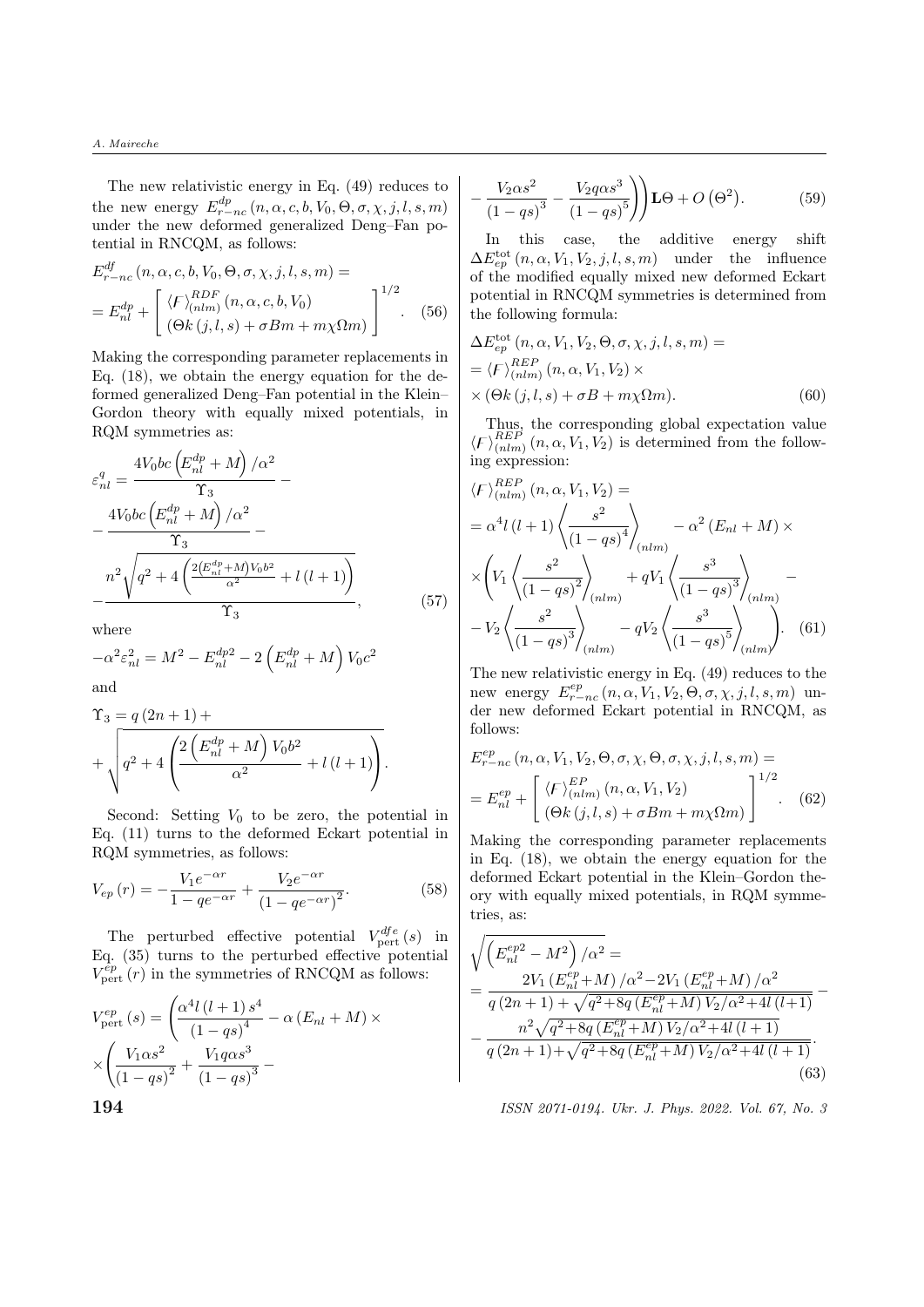The new relativistic energy in Eq. (49) reduces to the new energy $E_{r-nc}^{dp}(n,\alpha,c,b,V_0,\Theta,\sigma,\chi,j,l,s,m)$ under the new deformed generalized Deng–Fan potential in RNCQM, as follows:

$$E_{r-nc}^{df}(n,\alpha,c,b,V_0,\Theta,\sigma,\chi,j,l,s,m)=$$
$$=E_{nl}^{dp}+\left[\frac{\langle F\rangle_{(nlm)}^{RDF}(n,\alpha,c,b,V_0)}{(\Theta k(j,l,s)+\sigma Bm+m\chi\Omega m)}\right]^{1/2}. \quad (56)$$

Making the corresponding parameter replacements in Eq. (18), we obtain the energy equation for the deformed generalized Deng–Fan potential in the Klein–Gordon theory with equally mixed potentials, in RQM symmetries as:

$$\varepsilon_{nl}^{q}=\frac{4V_0bc\left(E_{nl}^{dp}+M\right)/\alpha^2}{\Upsilon_3}-$$
$$-\frac{4V_0bc\left(E_{nl}^{dp}+M\right)/\alpha^2}{\Upsilon_3}-$$
$$-\frac{n^2\sqrt{q^2+4\left(\frac{2\left(E_{nl}^{dp}+M\right)V_0b^2}{\alpha^2}+l(l+1)\right)}}{\Upsilon_3}, \quad (57)$$

where

$$-\alpha^2\varepsilon_{nl}^2=M^2-E_{nl}^{dp2}-2\left(E_{nl}^{dp}+M\right)V_0c^2$$

and

$$\Upsilon_3=q(2n+1)+$$
$$+\sqrt{q^2+4\left(\frac{2\left(E_{nl}^{dp}+M\right)V_0b^2}{\alpha^2}+l(l+1)\right)}.$$

Second: Setting $V_0$ to be zero, the potential in Eq. (11) turns to the deformed Eckart potential in RQM symmetries, as follows:

$$V_{ep}(r)=-\frac{V_1e^{-\alpha r}}{1-qe^{-\alpha r}}+\frac{V_2e^{-\alpha r}}{\left(1-qe^{-\alpha r}\right)^2}. \quad (58)$$

The perturbed effective potential $V_{\text{pert}}^{dfe}(s)$ in Eq. (35) turns to the perturbed effective potential $V_{\text{pert}}^{ep}(r)$ in the symmetries of RNCQM as follows:

$$V_{\text{pert}}^{ep}(s)=\left(\frac{\alpha^4l(l+1)s^4}{(1-qs)^4}-\alpha(E_{nl}+M)\times\right.$$
$$\times\left(\frac{V_1\alpha s^2}{(1-qs)^2}+\frac{V_1q\alpha s^3}{(1-qs)^3}-\right.$$
$$\left.\left.-\frac{V_2\alpha s^2}{(1-qs)^3}-\frac{V_2q\alpha s^3}{(1-qs)^5}\right)\right)\mathbf{L}\Theta+O\left(\Theta^2\right). \quad (59)$$

In this case, the additive energy shift $\Delta E_{ep}^{\text{tot}}(n,\alpha,V_1,V_2,j,l,s,m)$ under the influence of the modified equally mixed new deformed Eckart potential in RNCQM symmetries is determined from the following formula:

$$\Delta E_{ep}^{\text{tot}}(n,\alpha,V_1,V_2,\Theta,\sigma,\chi,j,l,s,m)=$$
$$=\langle F\rangle_{(nlm)}^{REP}(n,\alpha,V_1,V_2)\times$$
$$\times(\Theta k(j,l,s)+\sigma B+m\chi\Omega m). \quad (60)$$

Thus, the corresponding global expectation value $\langle F\rangle_{(nlm)}^{REP}(n,\alpha,V_1,V_2)$ is determined from the following expression:

$$\langle F\rangle_{(nlm)}^{REP}(n,\alpha,V_1,V_2)=$$
$$=\alpha^4l(l+1)\left\langle\frac{s^2}{(1-qs)^4}\right\rangle_{(nlm)}-\alpha^2(E_{nl}+M)\times$$
$$\times\left(V_1\left\langle\frac{s^2}{(1-qs)^2}\right\rangle_{(nlm)}+qV_1\left\langle\frac{s^3}{(1-qs)^3}\right\rangle_{(nlm)}-\right.$$
$$\left.-V_2\left\langle\frac{s^2}{(1-qs)^3}\right\rangle_{(nlm)}-qV_2\left\langle\frac{s^3}{(1-qs)^5}\right\rangle_{(nlm)}\right). \quad (61)$$

The new relativistic energy in Eq. (49) reduces to the new energy $E_{r-nc}^{ep}(n,\alpha,V_1,V_2,\Theta,\sigma,\chi,j,l,s,m)$ under new deformed Eckart potential in RNCQM, as follows:

$$E_{r-nc}^{ep}(n,\alpha,V_1,V_2,\Theta,\sigma,\chi,\Theta,\sigma,\chi,j,l,s,m)=$$
$$=E_{nl}^{ep}+\left[\frac{\langle F\rangle_{(nlm)}^{EP}(n,\alpha,V_1,V_2)}{(\Theta k(j,l,s)+\sigma Bm+m\chi\Omega m)}\right]^{1/2}. \quad (62)$$

Making the corresponding parameter replacements in Eq. (18), we obtain the energy equation for the deformed Eckart potential in the Klein–Gordon theory with equally mixed potentials, in RQM symmetries, as:

$$\sqrt{\left(E_{nl}^{ep2}-M^2\right)/\alpha^2}=$$
$$=\frac{2V_1\left(E_{nl}^{ep}+M\right)/\alpha^2-2V_1\left(E_{nl}^{ep}+M\right)/\alpha^2}{q(2n+1)+\sqrt{q^2+8q\left(E_{nl}^{ep}+M\right)V_2/\alpha^2+4l(l+1)}}-$$
$$-\frac{n^2\sqrt{q^2+8q\left(E_{nl}^{ep}+M\right)V_2/\alpha^2+4l(l+1)}}{q(2n+1)+\sqrt{q^2+8q\left(E_{nl}^{ep}+M\right)V_2/\alpha^2+4l(l+1)}}. \quad (63)$$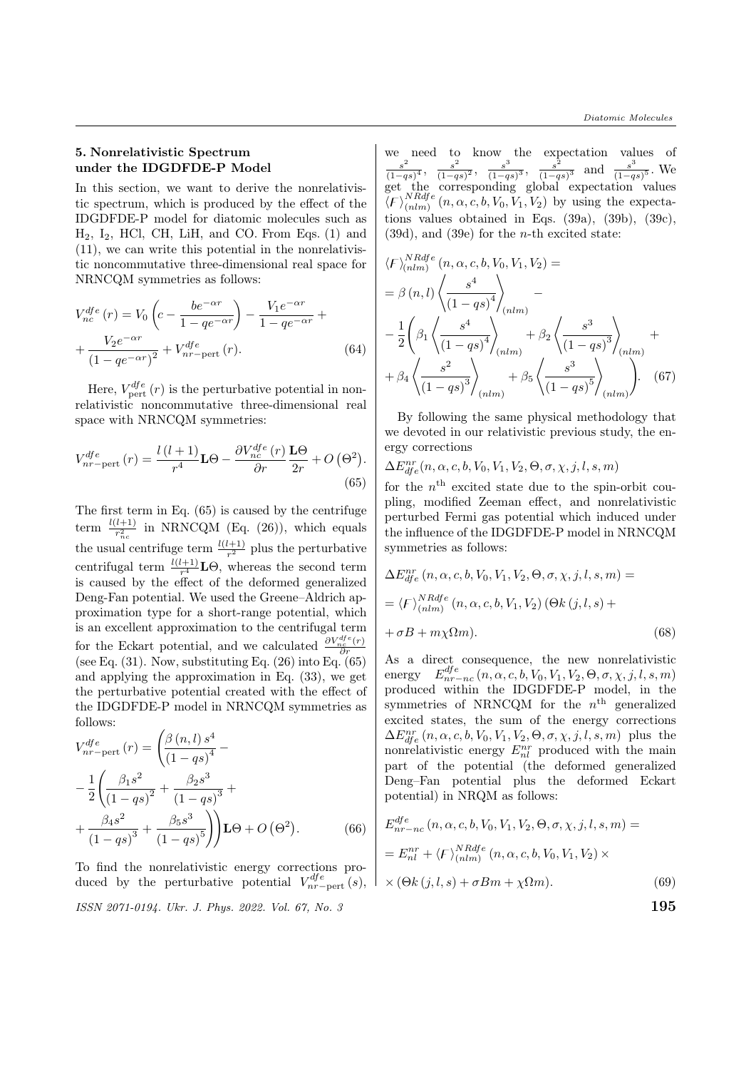### 5. Nonrelativistic Spectrum under the IDGDFDE-P Model

In this section, we want to derive the nonrelativistic spectrum, which is produced by the effect of the IDGDFDE-P model for diatomic molecules such as $H_2$, $I_2$, HCl, CH, LiH, and CO. From Eqs. (1) and (11), we can write this potential in the nonrelativistic noncommutative three-dimensional real space for NRNCQM symmetries as follows:

$$V_{nc}^{dfe}(r) = V_0\left(c - \frac{be^{-\alpha r}}{1 - qe^{-\alpha r}}\right) - \frac{V_1 e^{-\alpha r}}{1 - qe^{-\alpha r}} + \frac{V_2 e^{-\alpha r}}{(1 - qe^{-\alpha r})^2} + V_{nr-\text{pert}}^{dfe}(r). \tag{64}$$

Here, $V_{\text{pert}}^{dfe}(r)$ is the perturbative potential in nonrelativistic noncommutative three-dimensional real space with NRNCQM symmetries:

$$V_{nr-\text{pert}}^{dfe}(r) = \frac{l(l+1)}{r^4}\mathbf{L}\Theta - \frac{\partial V_{nc}^{dfe}(r)}{\partial r}\frac{\mathbf{L}\Theta}{2r} + O(\Theta^2). \tag{65}$$

The first term in Eq. (65) is caused by the centrifuge term $\frac{l(l+1)}{r_{nc}^2}$ in NRNCQM (Eq. (26)), which equals the usual centrifuge term $\frac{l(l+1)}{r^2}$ plus the perturbative centrifugal term $\frac{l(l+1)}{r^4}\mathbf{L}\Theta$, whereas the second term is caused by the effect of the deformed generalized Deng-Fan potential. We used the Greene–Aldrich approximation type for a short-range potential, which is an excellent approximation to the centrifugal term for the Eckart potential, and we calculated $\frac{\partial V_{nc}^{dfe}(r)}{\partial r}$ (see Eq. (31). Now, substituting Eq. (26) into Eq. (65) and applying the approximation in Eq. (33), we get the perturbative potential created with the effect of the IDGDFDE-P model in NRNCQM symmetries as follows:

$$V_{nr-\text{pert}}^{dfe}(r) = \left(\frac{\beta(n,l)s^4}{(1-qs)^4} - \frac{1}{2}\left(\frac{\beta_1 s^2}{(1-qs)^2} + \frac{\beta_2 s^3}{(1-qs)^3} + \frac{\beta_4 s^2}{(1-qs)^3} + \frac{\beta_5 s^3}{(1-qs)^5}\right)\right)\mathbf{L}\Theta + O(\Theta^2). \tag{66}$$

To find the nonrelativistic energy corrections produced by the perturbative potential $V_{nr-\text{pert}}^{dfe}(s)$, we need to know the expectation values of $\frac{s^2}{(1-qs)^4}$, $\frac{s^2}{(1-qs)^2}$, $\frac{s^3}{(1-qs)^3}$, $\frac{s^2}{(1-qs)^3}$ and $\frac{s^3}{(1-qs)^5}$. We get the corresponding global expectation values $\langle F\rangle_{(nlm)}^{NRdfe}(n, \alpha, c, b, V_0, V_1, V_2)$ by using the expectations values obtained in Eqs. (39a), (39b), (39c), (39d), and (39e) for the $n$-th excited state:

$$\begin{aligned}
&\langle F\rangle_{(nlm)}^{NRdfe}(n, \alpha, c, b, V_0, V_1, V_2) = \\
&= \beta(n,l)\left\langle\frac{s^4}{(1-qs)^4}\right\rangle_{(nlm)} - \\
&- \frac{1}{2}\left(\beta_1\left\langle\frac{s^4}{(1-qs)^4}\right\rangle_{(nlm)} + \beta_2\left\langle\frac{s^3}{(1-qs)^3}\right\rangle_{(nlm)} + \right. \\
&\left. + \beta_4\left\langle\frac{s^2}{(1-qs)^3}\right\rangle_{(nlm)} + \beta_5\left\langle\frac{s^3}{(1-qs)^5}\right\rangle_{(nlm)}\right).
\end{aligned} \tag{67}$$

By following the same physical methodology that we devoted in our relativistic previous study, the energy corrections

$$\Delta E_{dfe}^{nr}(n, \alpha, c, b, V_0, V_1, V_2, \Theta, \sigma, \chi, j, l, s, m)$$

for the $n^{\text{th}}$ excited state due to the spin-orbit coupling, modified Zeeman effect, and nonrelativistic perturbed Fermi gas potential which induced under the influence of the IDGDFDE-P model in NRNCQM symmetries as follows:

$$\begin{aligned}
&\Delta E_{dfe}^{nr}(n, \alpha, c, b, V_0, V_1, V_2, \Theta, \sigma, \chi, j, l, s, m) = \\
&= \langle F\rangle_{(nlm)}^{NRdfe}(n, \alpha, c, b, V_1, V_2)\,(\Theta k(j,l,s) + \\
&+ \sigma B + m\chi\Omega m).
\end{aligned} \tag{68}$$

As a direct consequence, the new nonrelativistic energy $E_{nr-nc}^{dfe}(n, \alpha, c, b, V_0, V_1, V_2, \Theta, \sigma, \chi, j, l, s, m)$ produced within the IDGDFDE-P model, in the symmetries of NRNCQM for the $n^{\text{th}}$ generalized excited states, the sum of the energy corrections $\Delta E_{dfe}^{nr}(n, \alpha, c, b, V_0, V_1, V_2, \Theta, \sigma, \chi, j, l, s, m)$ plus the nonrelativistic energy $E_{nl}^{nr}$ produced with the main part of the potential (the deformed generalized Deng–Fan potential plus the deformed Eckart potential) in NRQM as follows:

$$\begin{aligned}
&E_{nr-nc}^{dfe}(n, \alpha, c, b, V_0, V_1, V_2, \Theta, \sigma, \chi, j, l, s, m) = \\
&= E_{nl}^{nr} + \langle F\rangle_{(nlm)}^{NRdfe}(n, \alpha, c, b, V_0, V_1, V_2) \times \\
&\times (\Theta k(j,l,s) + \sigma B m + \chi\Omega m).
\end{aligned} \tag{69}$$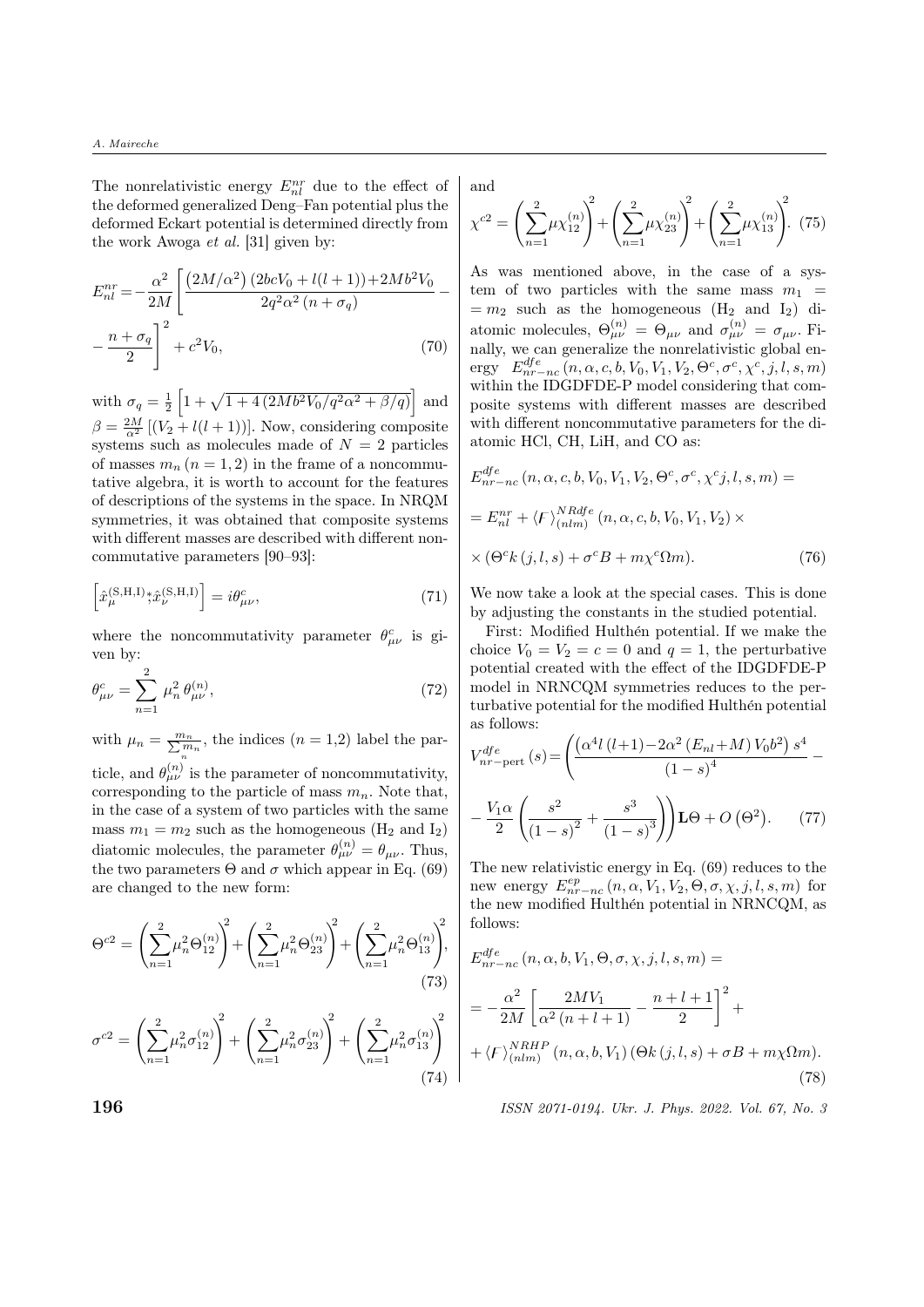The nonrelativistic energy $E_{nl}^{nr}$ due to the effect of the deformed generalized Deng–Fan potential plus the deformed Eckart potential is determined directly from the work Awoga *et al.* [31] given by:

$$E_{nl}^{nr} = -\frac{\alpha^2}{2M}\left[\frac{\left(2M/\alpha^2\right)\left(2bcV_0 + l(l+1)\right) + 2Mb^2V_0}{2q^2\alpha^2\left(n+\sigma_q\right)} - \frac{n+\sigma_q}{2}\right]^2 + c^2V_0, \tag{70}$$

with $\sigma_q = \frac{1}{2}\left[1+\sqrt{1+4\left(2Mb^2V_0/q^2\alpha^2 + \beta/q\right)}\right]$ and $\beta = \frac{2M}{\alpha^2}\left[\left(V_2 + l(l+1)\right)\right]$. Now, considering composite systems such as molecules made of $N = 2$ particles of masses $m_n$ $(n = 1, 2)$ in the frame of a noncommutative algebra, it is worth to account for the features of descriptions of the systems in the space. In NRQM symmetries, it was obtained that composite systems with different masses are described with different noncommutative parameters [90–93]:

$$\left[\hat{x}_{\mu}^{(\mathrm{S,H,I})} \overset{*}{,} \hat{x}_{\nu}^{(\mathrm{S,H,I})}\right] = i\theta_{\mu\nu}^{c}, \tag{71}$$

where the noncommutativity parameter $\theta_{\mu\nu}^{c}$ is given by:

$$\theta_{\mu\nu}^{c} = \sum_{n=1}^{2} \mu_n^2\, \theta_{\mu\nu}^{(n)}, \tag{72}$$

with $\mu_n = \frac{m_n}{\sum_n m_n}$, the indices ($n$ = 1,2) label the particle, and $\theta_{\mu\nu}^{(n)}$ is the parameter of noncommutativity, corresponding to the particle of mass $m_n$. Note that, in the case of a system of two particles with the same mass $m_1 = m_2$ such as the homogeneous ($H_2$ and $I_2$) diatomic molecules, the parameter $\theta_{\mu\nu}^{(n)} = \theta_{\mu\nu}$. Thus, the two parameters $\Theta$ and $\sigma$ which appear in Eq. (69) are changed to the new form:

$$\Theta^{c2} = \left(\sum_{n=1}^{2}\mu_n^2\Theta_{12}^{(n)}\right)^2 + \left(\sum_{n=1}^{2}\mu_n^2\Theta_{23}^{(n)}\right)^2 + \left(\sum_{n=1}^{2}\mu_n^2\Theta_{13}^{(n)}\right)^2, \tag{73}$$

$$\sigma^{c2} = \left(\sum_{n=1}^{2}\mu_n^2\sigma_{12}^{(n)}\right)^2 + \left(\sum_{n=1}^{2}\mu_n^2\sigma_{23}^{(n)}\right)^2 + \left(\sum_{n=1}^{2}\mu_n^2\sigma_{13}^{(n)}\right)^2 \tag{74}$$

and

$$\chi^{c2} = \left(\sum_{n=1}^{2}\mu\chi_{12}^{(n)}\right)^2 + \left(\sum_{n=1}^{2}\mu\chi_{23}^{(n)}\right)^2 + \left(\sum_{n=1}^{2}\mu\chi_{13}^{(n)}\right)^2. \tag{75}$$

As was mentioned above, in the case of a system of two particles with the same mass $m_1 = m_2$ such as the homogeneous ($H_2$ and $I_2$) diatomic molecules, $\Theta_{\mu\nu}^{(n)} = \Theta_{\mu\nu}$ and $\sigma_{\mu\nu}^{(n)} = \sigma_{\mu\nu}$. Finally, we can generalize the nonrelativistic global energy $E_{nr-nc}^{dfe}\left(n, \alpha, c, b, V_0, V_1, V_2, \Theta^c, \sigma^c, \chi^c, j, l, s, m\right)$ within the IDGDFDE-P model considering that composite systems with different masses are described with different noncommutative parameters for the diatomic HCl, CH, LiH, and CO as:

$$\begin{aligned} &E_{nr-nc}^{dfe}\left(n, \alpha, c, b, V_0, V_1, V_2, \Theta^c, \sigma^c, \chi^c j, l, s, m\right) = \\ &= E_{nl}^{nr} + \langle F \rangle_{(nlm)}^{NRdfe}\left(n, \alpha, c, b, V_0, V_1, V_2\right) \times \\ &\times \left(\Theta^c k\left(j, l, s\right) + \sigma^c B + m\chi^c \Omega m\right). \end{aligned} \tag{76}$$

We now take a look at the special cases. This is done by adjusting the constants in the studied potential.

First: Modified Hulthén potential. If we make the choice $V_0 = V_2 = c = 0$ and $q = 1$, the perturbative potential created with the effect of the IDGDFDE-P model in NRNCQM symmetries reduces to the perturbative potential for the modified Hulthén potential as follows:

$$V_{nr-\mathrm{pert}}^{dfe}(s) = \left(\frac{\left(\alpha^4 l\,(l+1) - 2\alpha^2\left(E_{nl} + M\right)V_0 b^2\right)s^4}{(1-s)^4} - \frac{V_1\alpha}{2}\left(\frac{s^2}{(1-s)^2} + \frac{s^3}{(1-s)^3}\right)\right)\mathbf{L}\Theta + O\left(\Theta^2\right). \tag{77}$$

The new relativistic energy in Eq. (69) reduces to the new energy $E_{nr-nc}^{cp}\left(n, \alpha, V_1, V_2, \Theta, \sigma, \chi, j, l, s, m\right)$ for the new modified Hulthén potential in NRNCQM, as follows:

$$\begin{aligned} &E_{nr-nc}^{dfe}\left(n, \alpha, b, V_1, \Theta, \sigma, \chi, j, l, s, m\right) = \\ &= -\frac{\alpha^2}{2M}\left[\frac{2MV_1}{\alpha^2\left(n+l+1\right)} - \frac{n+l+1}{2}\right]^2 + \\ &+ \langle F \rangle_{(nlm)}^{NRHP}\left(n, \alpha, b, V_1\right)\left(\Theta k\left(j, l, s\right) + \sigma B + m\chi\Omega m\right). \end{aligned} \tag{78}$$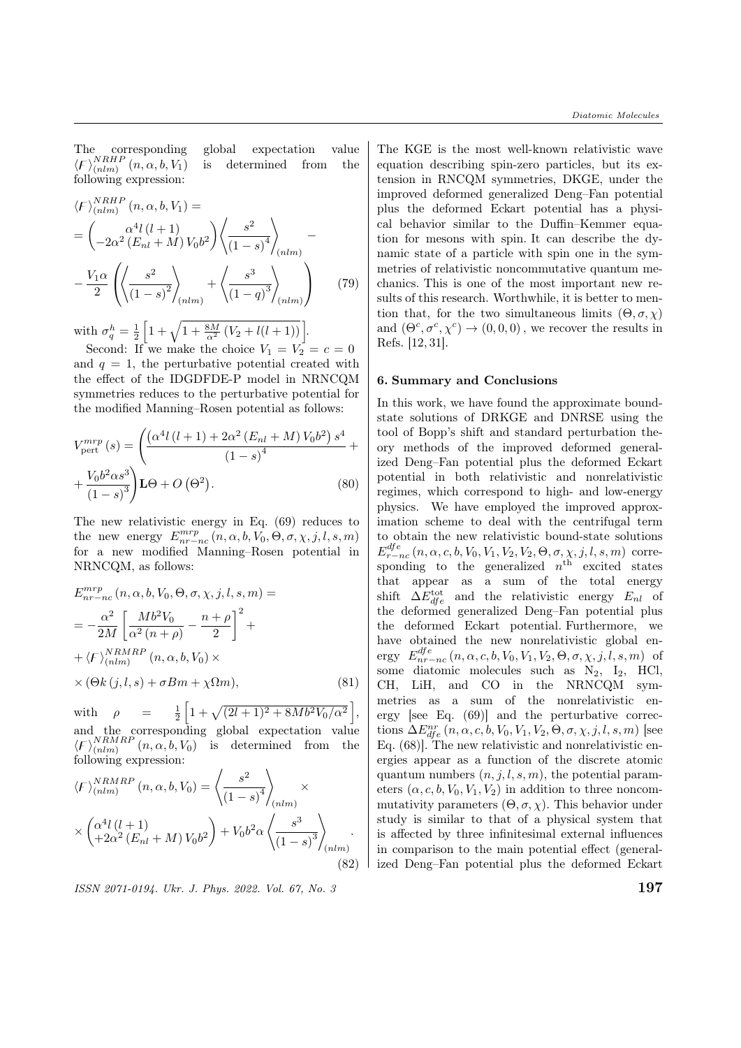The corresponding global expectation value $\langle F\rangle_{(nlm)}^{NRHP}(n,\alpha,b,V_1)$ is determined from the following expression:

$$\langle F\rangle_{(nlm)}^{NRHP}(n,\alpha,b,V_1)=$$
$$=\begin{pmatrix}\alpha^4 l(l+1)\\ -2\alpha^2(E_{nl}+M)V_0b^2\end{pmatrix}\left\langle\frac{s^2}{(1-s)^4}\right\rangle_{(nlm)}-$$
$$-\frac{V_1\alpha}{2}\left(\left\langle\frac{s^2}{(1-s)^2}\right\rangle_{(nlm)}+\left\langle\frac{s^3}{(1-q)^3}\right\rangle_{(nlm)}\right)\tag{79}$$

with $\sigma_q^h=\frac{1}{2}\left[1+\sqrt{1+\frac{8M}{\alpha^2}\left(V_2+l(l+1)\right)}\right]$.

Second: If we make the choice $V_1=V_2=c=0$ and $q=1$, the perturbative potential created with the effect of the IDGDFDE-P model in NRNCQM symmetries reduces to the perturbative potential for the modified Manning–Rosen potential as follows:

$$V_{\text{pert}}^{mrp}(s)=\left(\frac{\left(\alpha^4 l(l+1)+2\alpha^2(E_{nl}+M)V_0b^2\right)s^4}{(1-s)^4}+\right.$$
$$\left.+\frac{V_0b^2\alpha s^3}{(1-s)^3}\right)\mathbf{L}\Theta+O\left(\Theta^2\right).\tag{80}$$

The new relativistic energy in Eq. (69) reduces to the new energy $E_{nr-nc}^{mrp}(n,\alpha,b,V_0,\Theta,\sigma,\chi,j,l,s,m)$ for a new modified Manning–Rosen potential in NRNCQM, as follows:

$$E_{nr-nc}^{mrp}(n,\alpha,b,V_0,\Theta,\sigma,\chi,j,l,s,m)=$$
$$=-\frac{\alpha^2}{2M}\left[\frac{Mb^2V_0}{\alpha^2(n+\rho)}-\frac{n+\rho}{2}\right]^2+$$
$$+\langle F\rangle_{(nlm)}^{NRMRP}(n,\alpha,b,V_0)\times$$
$$\times(\Theta k(j,l,s)+\sigma Bm+\chi\Omega m),\tag{81}$$

with $\rho=\frac{1}{2}\left[1+\sqrt{(2l+1)^2+8Mb^2V_0/\alpha^2}\right]$, and the corresponding global expectation value $\langle F\rangle_{(nlm)}^{NRMRP}(n,\alpha,b,V_0)$ is determined from the following expression:

$$\langle F\rangle_{(nlm)}^{NRMRP}(n,\alpha,b,V_0)=\left\langle\frac{s^2}{(1-s)^4}\right\rangle_{(nlm)}\times$$
$$\times\begin{pmatrix}\alpha^4 l(l+1)\\ +2\alpha^2(E_{nl}+M)V_0b^2\end{pmatrix}+V_0b^2\alpha\left\langle\frac{s^3}{(1-s)^3}\right\rangle_{(nlm)}.\tag{82}$$

The KGE is the most well-known relativistic wave equation describing spin-zero particles, but its extension in RNCQM symmetries, DKGE, under the improved deformed generalized Deng–Fan potential plus the deformed Eckart potential has a physical behavior similar to the Duffin–Kemmer equation for mesons with spin. It can describe the dynamic state of a particle with spin one in the symmetries of relativistic noncommutative quantum mechanics. This is one of the most important new results of this research. Worthwhile, it is better to mention that, for the two simultaneous limits $(\Theta,\sigma,\chi)$ and $(\Theta^c,\sigma^c,\chi^c)\to(0,0,0)$, we recover the results in Refs. [12, 31].

## 6. Summary and Conclusions

In this work, we have found the approximate bound-state solutions of DRKGE and DNRSE using the tool of Bopp's shift and standard perturbation theory methods of the improved deformed generalized Deng–Fan potential plus the deformed Eckart potential in both relativistic and nonrelativistic regimes, which correspond to high- and low-energy physics. We have employed the improved approximation scheme to deal with the centrifugal term to obtain the new relativistic bound-state solutions $E_{r-nc}^{dfe}(n,\alpha,c,b,V_0,V_1,V_2,V_2,\Theta,\sigma,\chi,j,l,s,m)$ corresponding to the generalized $n^{\text{th}}$ excited states that appear as a sum of the total energy shift $\Delta E_{dfe}^{\text{tot}}$ and the relativistic energy $E_{nl}$ of the deformed generalized Deng–Fan potential plus the deformed Eckart potential. Furthermore, we have obtained the new nonrelativistic global energy $E_{nr-nc}^{dfe}(n,\alpha,c,b,V_0,V_1,V_2,\Theta,\sigma,\chi,j,l,s,m)$ of some diatomic molecules such as $N_2$, $I_2$, HCl, CH, LiH, and CO in the NRNCQM symmetries as a sum of the nonrelativistic energy [see Eq. (69)] and the perturbative corrections $\Delta E_{dfe}^{nr}(n,\alpha,c,b,V_0,V_1,V_2,\Theta,\sigma,\chi,j,l,s,m)$ [see Eq. (68)]. The new relativistic and nonrelativistic energies appear as a function of the discrete atomic quantum numbers $(n,j,l,s,m)$, the potential parameters $(\alpha,c,b,V_0,V_1,V_2)$ in addition to three noncommutativity parameters $(\Theta,\sigma,\chi)$. This behavior under study is similar to that of a physical system that is affected by three infinitesimal external influences in comparison to the main potential effect (generalized Deng–Fan potential plus the deformed Eckart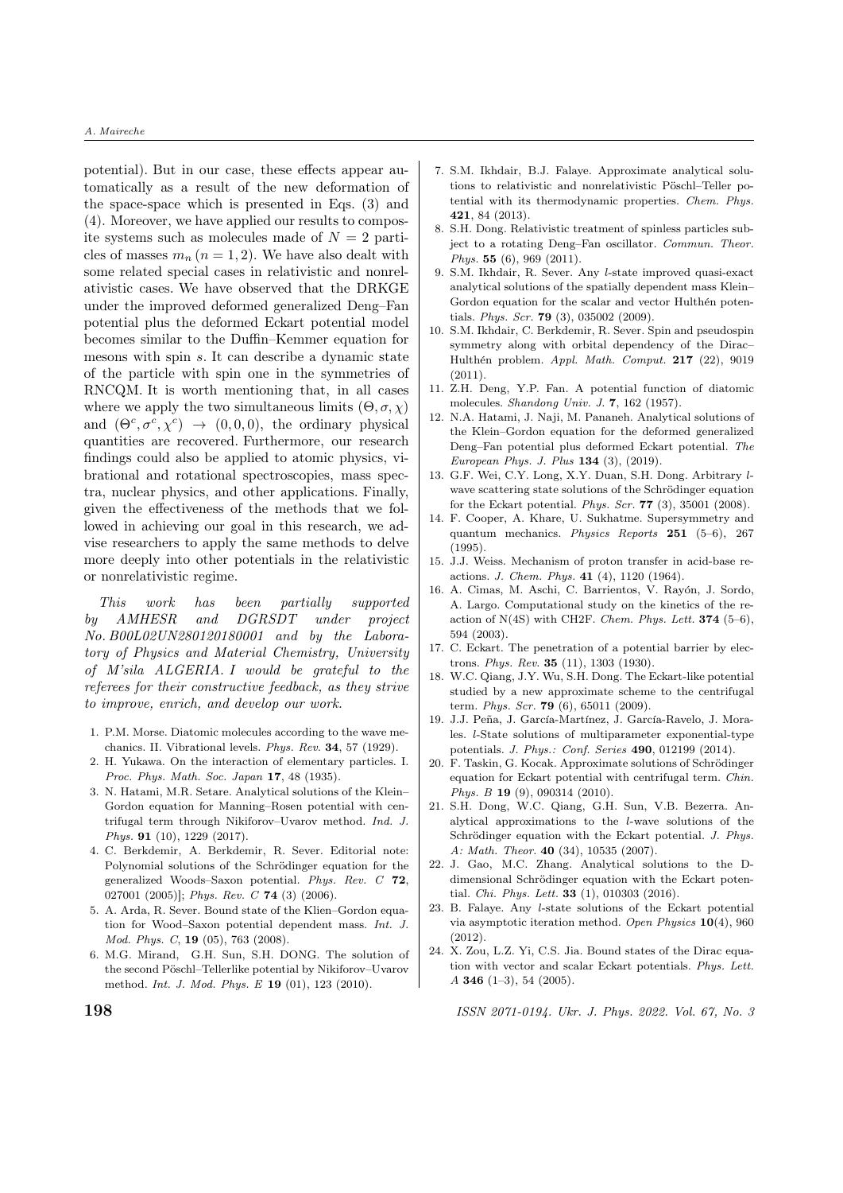potential). But in our case, these effects appear automatically as a result of the new deformation of the space-space which is presented in Eqs. (3) and (4). Moreover, we have applied our results to composite systems such as molecules made of $N = 2$ particles of masses $m_n$ $(n = 1, 2)$. We have also dealt with some related special cases in relativistic and nonrelativistic cases. We have observed that the DRKGE under the improved deformed generalized Deng–Fan potential plus the deformed Eckart potential model becomes similar to the Duffin–Kemmer equation for mesons with spin $s$. It can describe a dynamic state of the particle with spin one in the symmetries of RNCQM. It is worth mentioning that, in all cases where we apply the two simultaneous limits $(\Theta, \sigma, \chi)$ and $(\Theta^c, \sigma^c, \chi^c) \to (0, 0, 0)$, the ordinary physical quantities are recovered. Furthermore, our research findings could also be applied to atomic physics, vibrational and rotational spectroscopies, mass spectra, nuclear physics, and other applications. Finally, given the effectiveness of the methods that we followed in achieving our goal in this research, we advise researchers to apply the same methods to delve more deeply into other potentials in the relativistic or nonrelativistic regime.

*This work has been partially supported by AMHESR and DGRSDT under project No. B00L02UN280120180001 and by the Laboratory of Physics and Material Chemistry, University of M'sila ALGERIA. I would be grateful to the referees for their constructive feedback, as they strive to improve, enrich, and develop our work.*

1. P.M. Morse. Diatomic molecules according to the wave mechanics. II. Vibrational levels. *Phys. Rev.* **34**, 57 (1929).
2. H. Yukawa. On the interaction of elementary particles. I. *Proc. Phys. Math. Soc. Japan* **17**, 48 (1935).
3. N. Hatami, M.R. Setare. Analytical solutions of the Klein–Gordon equation for Manning–Rosen potential with centrifugal term through Nikiforov–Uvarov method. *Ind. J. Phys.* **91** (10), 1229 (2017).
4. C. Berkdemir, A. Berkdemir, R. Sever. Editorial note: Polynomial solutions of the Schrödinger equation for the generalized Woods–Saxon potential. *Phys. Rev. C* **72**, 027001 (2005)]; *Phys. Rev. C* **74** (3) (2006).
5. A. Arda, R. Sever. Bound state of the Klien–Gordon equation for Wood–Saxon potential dependent mass. *Int. J. Mod. Phys. C*, **19** (05), 763 (2008).
6. M.G. Mirand, G.H. Sun, S.H. DONG. The solution of the second Pöschl–Tellerlike potential by Nikiforov–Uvarov method. *Int. J. Mod. Phys. E* **19** (01), 123 (2010).
7. S.M. Ikhdair, B.J. Falaye. Approximate analytical solutions to relativistic and nonrelativistic Pöschl–Teller potential with its thermodynamic properties. *Chem. Phys.* **421**, 84 (2013).
8. S.H. Dong. Relativistic treatment of spinless particles subject to a rotating Deng–Fan oscillator. *Commun. Theor. Phys.* **55** (6), 969 (2011).
9. S.M. Ikhdair, R. Sever. Any $l$-state improved quasi-exact analytical solutions of the spatially dependent mass Klein–Gordon equation for the scalar and vector Hulthén potentials. *Phys. Scr.* **79** (3), 035002 (2009).
10. S.M. Ikhdair, C. Berkdemir, R. Sever. Spin and pseudospin symmetry along with orbital dependency of the Dirac–Hulthén problem. *Appl. Math. Comput.* **217** (22), 9019 (2011).
11. Z.H. Deng, Y.P. Fan. A potential function of diatomic molecules. *Shandong Univ. J.* **7**, 162 (1957).
12. N.A. Hatami, J. Naji, M. Pananeh. Analytical solutions of the Klein–Gordon equation for the deformed generalized Deng–Fan potential plus deformed Eckart potential. *The European Phys. J. Plus* **134** (3), (2019).
13. G.F. Wei, C.Y. Long, X.Y. Duan, S.H. Dong. Arbitrary $l$-wave scattering state solutions of the Schrödinger equation for the Eckart potential. *Phys. Scr.* **77** (3), 35001 (2008).
14. F. Cooper, A. Khare, U. Sukhatme. Supersymmetry and quantum mechanics. *Physics Reports* **251** (5–6), 267 (1995).
15. J.J. Weiss. Mechanism of proton transfer in acid-base reactions. *J. Chem. Phys.* **41** (4), 1120 (1964).
16. A. Cimas, M. Aschi, C. Barrientos, V. Rayón, J. Sordo, A. Largo. Computational study on the kinetics of the reaction of N(4S) with CH2F. *Chem. Phys. Lett.* **374** (5–6), 594 (2003).
17. C. Eckart. The penetration of a potential barrier by electrons. *Phys. Rev.* **35** (11), 1303 (1930).
18. W.C. Qiang, J.Y. Wu, S.H. Dong. The Eckart-like potential studied by a new approximate scheme to the centrifugal term. *Phys. Scr.* **79** (6), 65011 (2009).
19. J.J. Peña, J. García-Martínez, J. García-Ravelo, J. Morales. $l$-State solutions of multiparameter exponential-type potentials. *J. Phys.: Conf. Series* **490**, 012199 (2014).
20. F. Taskin, G. Kocak. Approximate solutions of Schrödinger equation for Eckart potential with centrifugal term. *Chin. Phys. B* **19** (9), 090314 (2010).
21. S.H. Dong, W.C. Qiang, G.H. Sun, V.B. Bezerra. Analytical approximations to the $l$-wave solutions of the Schrödinger equation with the Eckart potential. *J. Phys. A: Math. Theor.* **40** (34), 10535 (2007).
22. J. Gao, M.C. Zhang. Analytical solutions to the D-dimensional Schrödinger equation with the Eckart potential. *Chi. Phys. Lett.* **33** (1), 010303 (2016).
23. B. Falaye. Any $l$-state solutions of the Eckart potential via asymptotic iteration method. *Open Physics* **10**(4), 960 (2012).
24. X. Zou, L.Z. Yi, C.S. Jia. Bound states of the Dirac equation with vector and scalar Eckart potentials. *Phys. Lett. A* **346** (1–3), 54 (2005).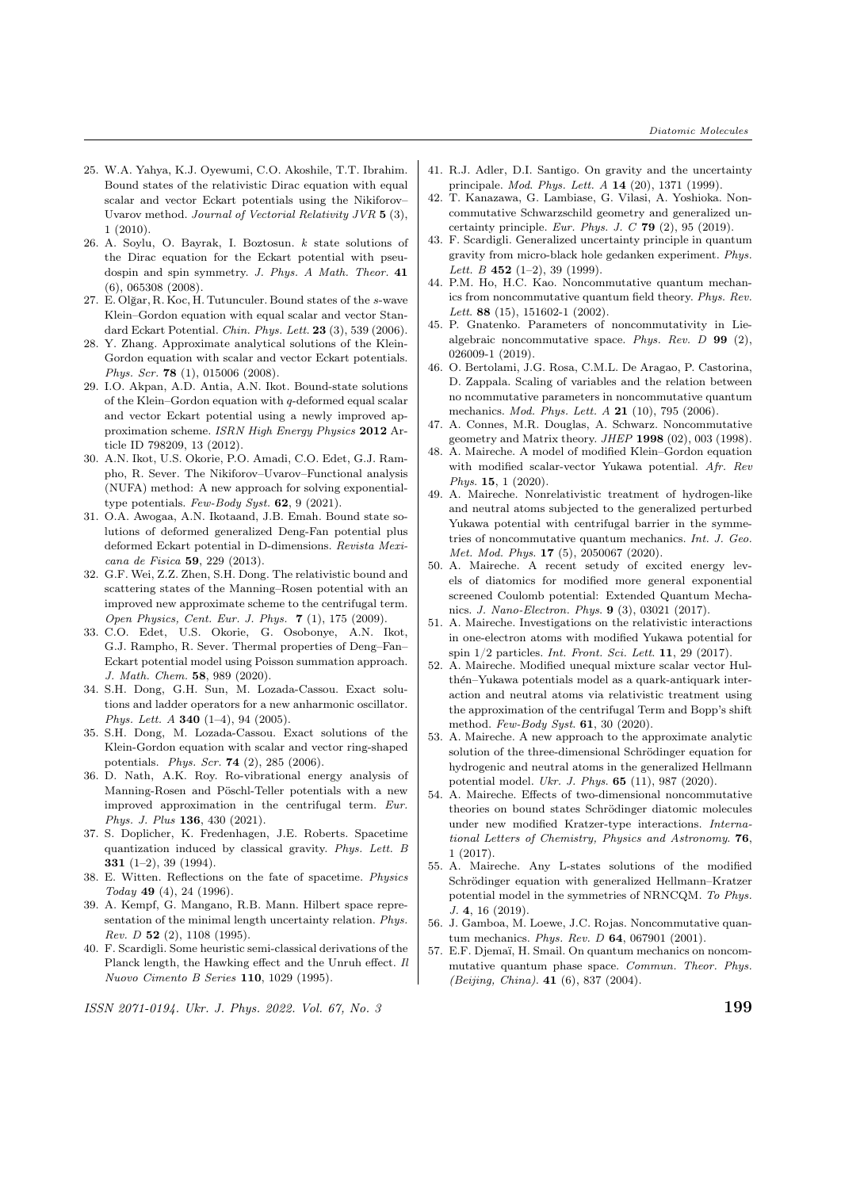25. W.A. Yahya, K.J. Oyewumi, C.O. Akoshile, T.T. Ibrahim. Bound states of the relativistic Dirac equation with equal scalar and vector Eckart potentials using the Nikiforov–Uvarov method. *Journal of Vectorial Relativity JVR* **5** (3), 1 (2010).
26. A. Soylu, O. Bayrak, I. Boztosun. $k$ state solutions of the Dirac equation for the Eckart potential with pseudospin and spin symmetry. *J. Phys. A Math. Theor.* **41** (6), 065308 (2008).
27. E. Olğar, R. Koc, H. Tutunculer. Bound states of the $s$-wave Klein–Gordon equation with equal scalar and vector Standard Eckart Potential. *Chin. Phys. Lett.* **23** (3), 539 (2006).
28. Y. Zhang. Approximate analytical solutions of the Klein-Gordon equation with scalar and vector Eckart potentials. *Phys. Scr.* **78** (1), 015006 (2008).
29. I.O. Akpan, A.D. Antia, A.N. Ikot. Bound-state solutions of the Klein–Gordon equation with $q$-deformed equal scalar and vector Eckart potential using a newly improved approximation scheme. *ISRN High Energy Physics* **2012** Article ID 798209, 13 (2012).
30. A.N. Ikot, U.S. Okorie, P.O. Amadi, C.O. Edet, G.J. Rampho, R. Sever. The Nikiforov–Uvarov–Functional analysis (NUFA) method: A new approach for solving exponential-type potentials. *Few-Body Syst.* **62**, 9 (2021).
31. O.A. Awogaa, A.N. Ikotaand, J.B. Emah. Bound state solutions of deformed generalized Deng-Fan potential plus deformed Eckart potential in D-dimensions. *Revista Mexicana de Fisica* **59**, 229 (2013).
32. G.F. Wei, Z.Z. Zhen, S.H. Dong. The relativistic bound and scattering states of the Manning–Rosen potential with an improved new approximate scheme to the centrifugal term. *Open Physics, Cent. Eur. J. Phys.* **7** (1), 175 (2009).
33. C.O. Edet, U.S. Okorie, G. Osobonye, A.N. Ikot, G.J. Rampho, R. Sever. Thermal properties of Deng–Fan–Eckart potential model using Poisson summation approach. *J. Math. Chem.* **58**, 989 (2020).
34. S.H. Dong, G.H. Sun, M. Lozada-Cassou. Exact solutions and ladder operators for a new anharmonic oscillator. *Phys. Lett. A* **340** (1–4), 94 (2005).
35. S.H. Dong, M. Lozada-Cassou. Exact solutions of the Klein-Gordon equation with scalar and vector ring-shaped potentials. *Phys. Scr.* **74** (2), 285 (2006).
36. D. Nath, A.K. Roy. Ro-vibrational energy analysis of Manning-Rosen and Pöschl-Teller potentials with a new improved approximation in the centrifugal term. *Eur. Phys. J. Plus* **136**, 430 (2021).
37. S. Doplicher, K. Fredenhagen, J.E. Roberts. Spacetime quantization induced by classical gravity. *Phys. Lett. B* **331** (1–2), 39 (1994).
38. E. Witten. Reflections on the fate of spacetime. *Physics Today* **49** (4), 24 (1996).
39. A. Kempf, G. Mangano, R.B. Mann. Hilbert space representation of the minimal length uncertainty relation. *Phys. Rev. D* **52** (2), 1108 (1995).
40. F. Scardigli. Some heuristic semi-classical derivations of the Planck length, the Hawking effect and the Unruh effect. *Il Nuovo Cimento B Series* **110**, 1029 (1995).
41. R.J. Adler, D.I. Santigo. On gravity and the uncertainty principale. *Mod. Phys. Lett. A* **14** (20), 1371 (1999).
42. T. Kanazawa, G. Lambiase, G. Vilasi, A. Yoshioka. Noncommutative Schwarzschild geometry and generalized uncertainty principle. *Eur. Phys. J. C* **79** (2), 95 (2019).
43. F. Scardigli. Generalized uncertainty principle in quantum gravity from micro-black hole gedanken experiment. *Phys. Lett. B* **452** (1–2), 39 (1999).
44. P.M. Ho, H.C. Kao. Noncommutative quantum mechanics from noncommutative quantum field theory. *Phys. Rev. Lett.* **88** (15), 151602-1 (2002).
45. P. Gnatenko. Parameters of noncommutativity in Lie-algebraic noncommutative space. *Phys. Rev. D* **99** (2), 026009-1 (2019).
46. O. Bertolami, J.G. Rosa, C.M.L. De Aragao, P. Castorina, D. Zappala. Scaling of variables and the relation between no ncommutative parameters in noncommutative quantum mechanics. *Mod. Phys. Lett. A* **21** (10), 795 (2006).
47. A. Connes, M.R. Douglas, A. Schwarz. Noncommutative geometry and Matrix theory. *JHEP* **1998** (02), 003 (1998).
48. A. Maireche. A model of modified Klein–Gordon equation with modified scalar-vector Yukawa potential. *Afr. Rev Phys.* **15**, 1 (2020).
49. A. Maireche. Nonrelativistic treatment of hydrogen-like and neutral atoms subjected to the generalized perturbed Yukawa potential with centrifugal barrier in the symmetries of noncommutative quantum mechanics. *Int. J. Geo. Met. Mod. Phys.* **17** (5), 2050067 (2020).
50. A. Maireche. A recent setudy of excited energy levels of diatomics for modified more general exponential screened Coulomb potential: Extended Quantum Mechanics. *J. Nano-Electron. Phys.* **9** (3), 03021 (2017).
51. A. Maireche. Investigations on the relativistic interactions in one-electron atoms with modified Yukawa potential for spin 1/2 particles. *Int. Front. Sci. Lett.* **11**, 29 (2017).
52. A. Maireche. Modified unequal mixture scalar vector Hulthén–Yukawa potentials model as a quark-antiquark interaction and neutral atoms via relativistic treatment using the approximation of the centrifugal Term and Bopp's shift method. *Few-Body Syst.* **61**, 30 (2020).
53. A. Maireche. A new approach to the approximate analytic solution of the three-dimensional Schrödinger equation for hydrogenic and neutral atoms in the generalized Hellmann potential model. *Ukr. J. Phys.* **65** (11), 987 (2020).
54. A. Maireche. Effects of two-dimensional noncommutative theories on bound states Schrödinger diatomic molecules under new modified Kratzer-type interactions. *International Letters of Chemistry, Physics and Astronomy.* **76**, 1 (2017).
55. A. Maireche. Any L-states solutions of the modified Schrödinger equation with generalized Hellmann–Kratzer potential model in the symmetries of NRNCQM. *To Phys. J.* **4**, 16 (2019).
56. J. Gamboa, M. Loewe, J.C. Rojas. Noncommutative quantum mechanics. *Phys. Rev. D* **64**, 067901 (2001).
57. E.F. Djemaï, H. Smail. On quantum mechanics on noncommutative quantum phase space. *Commun. Theor. Phys. (Beijing, China).* **41** (6), 837 (2004).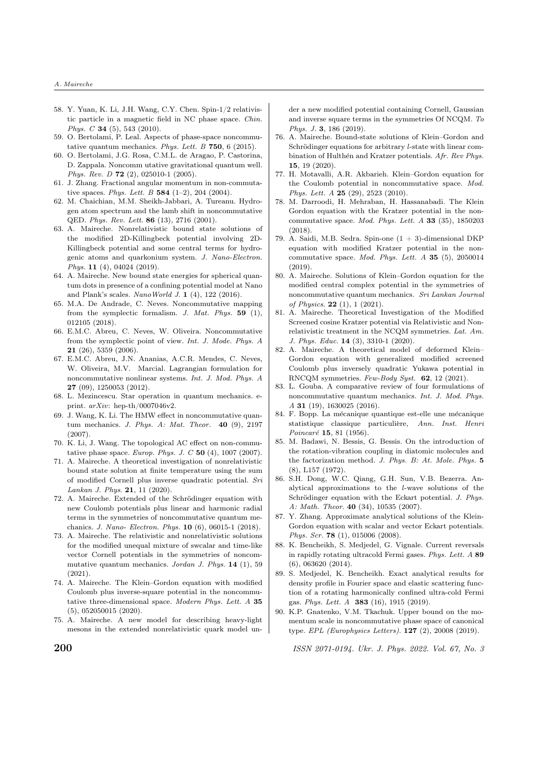58. Y. Yuan, K. Li, J.H. Wang, C.Y. Chen. Spin-1/2 relativistic particle in a magnetic field in NC phase space. *Chin. Phys. C* **34** (5), 543 (2010).
59. O. Bertolami, P. Leal. Aspects of phase-space noncommutative quantum mechanics. *Phys. Lett. B* **750**, 6 (2015).
60. O. Bertolami, J.G. Rosa, C.M.L. de Aragao, P. Castorina, D. Zappala. Noncomm utative gravitational quantum well. *Phys. Rev. D* **72** (2), 025010-1 (2005).
61. J. Zhang. Fractional angular momentum in non-commutative spaces. *Phys. Lett. B* **584** (1–2), 204 (2004).
62. M. Chaichian, M.M. Sheikh-Jabbari, A. Tureanu. Hydrogen atom spectrum and the lamb shift in noncommutative QED. *Phys. Rev. Lett.* **86** (13), 2716 (2001).
63. A. Maireche. Nonrelativistic bound state solutions of the modified 2D-Killingbeck potential involving 2D-Killingbeck potential and some central terms for hydrogenic atoms and quarkonium system. *J. Nano-Electron. Phys.* **11** (4), 04024 (2019).
64. A. Maireche. New bound state energies for spherical quantum dots in presence of a confining potential model at Nano and Plank's scales. *NanoWorld J.* **1** (4), 122 (2016).
65. M.A. De Andrade, C. Neves. Noncommutative mapping from the symplectic formalism. *J. Mat. Phys.* **59** (1), 012105 (2018).
66. E.M.C. Abreu, C. Neves, W. Oliveira. Noncommutative from the symplectic point of view. *Int. J. Mode. Phys. A* **21** (26), 5359 (2006).
67. E.M.C. Abreu, J.N. Ananias, A.C.R. Mendes, C. Neves, W. Oliveira, M.V. Marcial. Lagrangian formulation for noncommutative nonlinear systems. *Int. J. Mod. Phys. A* **27** (09), 1250053 (2012).
68. L. Mezincescu. Star operation in quantum mechanics. e-print. *arXiv*: hep-th/0007046v2.
69. J. Wang, K. Li. The HMW effect in noncommutative quantum mechanics. *J. Phys. A: Mat. Theor.* **40** (9), 2197 (2007).
70. K. Li, J. Wang. The topological AC effect on non-commutative phase space. *Europ. Phys. J. C* **50** (4), 1007 (2007).
71. A. Maireche. A theoretical investigation of nonrelativistic bound state solution at finite temperature using the sum of modified Cornell plus inverse quadratic potential. *Sri Lankan J. Phys.* **21**, 11 (2020).
72. A. Maireche. Extended of the Schrödinger equation with new Coulomb potentials plus linear and harmonic radial terms in the symmetries of noncommutative quantum mechanics. *J. Nano- Electron. Phys.* **10** (6), 06015-1 (2018).
73. A. Maireche. The relativistic and nonrelativistic solutions for the modified unequal mixture of swcalar and time-like vector Cornell potentials in the symmetries of noncommutative quantum mechanics. *Jordan J. Phys.* **14** (1), 59 (2021).
74. A. Maireche. The Klein–Gordon equation with modified Coulomb plus inverse-square potential in the noncommutative three-dimensional space. *Modern Phys. Lett. A* **35** (5), 052050015 (2020).
75. A. Maireche. A new model for describing heavy-light mesons in the extended nonrelativistic quark model under a new modified potential containing Cornell, Gaussian and inverse square terms in the symmetries Of NCQM. *To Phys. J.* **3**, 186 (2019).
76. A. Maireche. Bound-state solutions of Klein–Gordon and Schrödinger equations for arbitrary *l*-state with linear combination of Hulthén and Kratzer potentials. *Afr. Rev Phys.* **15**, 19 (2020).
77. H. Motavalli, A.R. Akbarieh. Klein–Gordon equation for the Coulomb potential in noncommutative space. *Mod. Phys. Lett. A* **25** (29), 2523 (2010).
78. M. Darroodi, H. Mehraban, H. Hassanabadi. The Klein Gordon equation with the Kratzer potential in the noncommutative space. *Mod. Phys. Lett. A* **33** (35), 1850203 (2018).
79. A. Saidi, M.B. Sedra. Spin-one (1 + 3)-dimensional DKP equation with modified Kratzer potential in the noncommutative space. *Mod. Phys. Lett. A* **35** (5), 2050014 (2019).
80. A. Maireche. Solutions of Klein–Gordon equation for the modified central complex potential in the symmetries of noncommutative quantum mechanics. *Sri Lankan Journal of Physics.* **22** (1), 1 (2021).
81. A. Maireche. Theoretical Investigation of the Modified Screened cosine Kratzer potential via Relativistic and Nonrelativistic treatment in the NCQM symmetries. *Lat. Am. J. Phys. Educ.* **14** (3), 3310-1 (2020).
82. A. Maireche. A theoretical model of deformed Klein–Gordon equation with generalized modified screened Coulomb plus inversely quadratic Yukawa potential in RNCQM symmetries. *Few-Body Syst.* **62**, 12 (2021).
83. L. Gouba. A comparative review of four formulations of noncommutative quantum mechanics. *Int. J. Mod. Phys. A* **31** (19), 1630025 (2016).
84. F. Bopp. La mécanique quantique est-elle une mécanique statistique classique particulière, *Ann. Inst. Henri Poincaré* **15**, 81 (1956).
85. M. Badawi, N. Bessis, G. Bessis. On the introduction of the rotation-vibration coupling in diatomic molecules and the factorization method. *J. Phys. B: At. Mole. Phys.* **5** (8), L157 (1972).
86. S.H. Dong, W.C. Qiang, G.H. Sun, V.B. Bezerra. Analytical approximations to the *l*-wave solutions of the Schrödinger equation with the Eckart potential. *J. Phys. A: Math. Theor.* **40** (34), 10535 (2007).
87. Y. Zhang. Approximate analytical solutions of the Klein-Gordon equation with scalar and vector Eckart potentials. *Phys. Scr.* **78** (1), 015006 (2008).
88. K. Bencheikh, S. Medjedel, G. Vignale. Current reversals in rapidly rotating ultracold Fermi gases. *Phys. Lett. A* **89** (6), 063620 (2014).
89. S. Medjedel, K. Bencheikh. Exact analytical results for density profile in Fourier space and elastic scattering function of a rotating harmonically confined ultra-cold Fermi gas. *Phys. Lett. A* **383** (16), 1915 (2019).
90. K.P. Gnatenko, V.M. Tkachuk. Upper bound on the momentum scale in noncommutative phase space of canonical type. *EPL (Europhysics Letters).* **127** (2), 20008 (2019).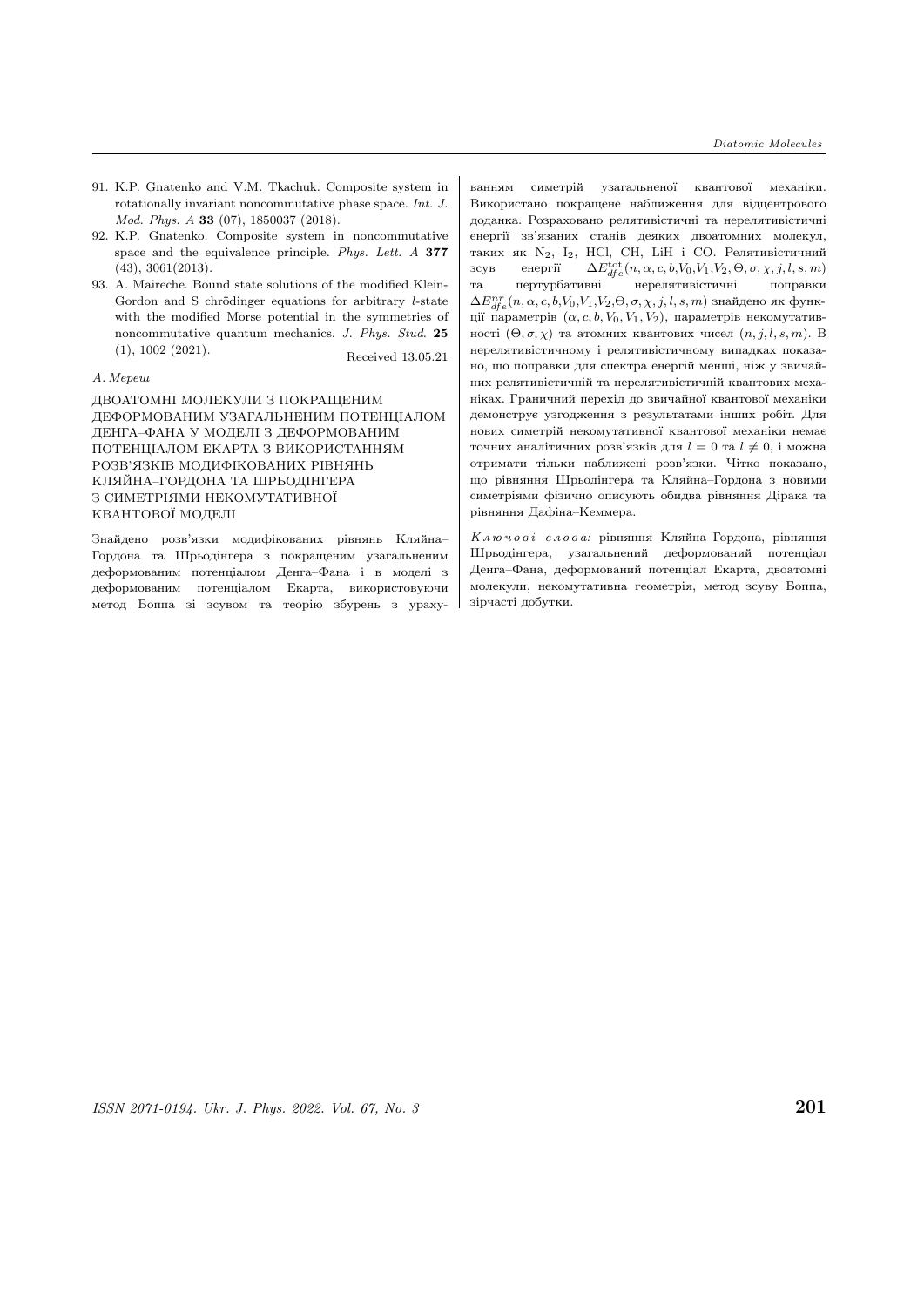91. K.P. Gnatenko and V.M. Tkachuk. Composite system in rotationally invariant noncommutative phase space. *Int. J. Mod. Phys. A* **33** (07), 1850037 (2018).
92. K.P. Gnatenko. Composite system in noncommutative space and the equivalence principle. *Phys. Lett. A* **377** (43), 3061(2013).
93. A. Maireche. Bound state solutions of the modified Klein-Gordon and S chrödinger equations for arbitrary $l$-state with the modified Morse potential in the symmetries of noncommutative quantum mechanics. *J. Phys. Stud.* **25** (1), 1002 (2021).

Received 13.05.21

*А. Мереш*

ДВОАТОМНІ МОЛЕКУЛИ З ПОКРАЩЕНИМ ДЕФОРМОВАНИМ УЗАГАЛЬНЕНИМ ПОТЕНЦІАЛОМ ДЕНГА–ФАНА У МОДЕЛІ З ДЕФОРМОВАНИМ ПОТЕНЦІАЛОМ ЕКАРТА З ВИКОРИСТАННЯМ РОЗВ'ЯЗКІВ МОДИФІКОВАНИХ РІВНЯНЬ КЛЯЙНА–ГОРДОНА ТА ШРЬОДІНГЕРА З СИМЕТРІЯМИ НЕКОМУТАТИВНОЇ КВАНТОВОЇ МОДЕЛІ

Знайдено розв'язки модифікованих рівнянь Кляйна–Гордона та Шрьодінгера з покращеним узагальненим деформованим потенціалом Денга–Фана і в моделі з деформованим потенціалом Екарта, використовуючи метод Боппа зі зсувом та теорію збурень з урахуванням симетрій узагальненої квантової механіки. Використано покращене наближення для відцентрового доданка. Розраховано релятивістичні та нерелятивістичні енергії зв'язаних станів деяких двоатомних молекул, таких як $N_2$, $I_2$, HCl, CH, LiH і CO. Релятивістичний зсув енергії $\Delta E^{\rm tot}_{dfe}(n,\alpha,c,b,V_0,V_1,V_2,\Theta,\sigma,\chi,j,l,s,m)$ та пертурбативні нерелятивістичні поправки $\Delta E^{nr}_{dfe}(n,\alpha,c,b,V_0,V_1,V_2,\Theta,\sigma,\chi,j,l,s,m)$ знайдено як функції параметрів $(\alpha,c,b,V_0,V_1,V_2)$, параметрів некомутативності $(\Theta,\sigma,\chi)$ та атомних квантових чисел $(n,j,l,s,m)$. В нерелятивістичному і релятивістичному випадках показано, що поправки для спектра енергій менші, ніж у звичайних релятивістичній та нерелятивістичній квантових механіках. Граничний перехід до звичайної квантової механіки демонструє узгодження з результатами інших робіт. Для нових симетрій некомутативної квантової механіки немає точних аналітичних розв'язків для $l=0$ та $l\neq 0$, і можна отримати тільки наближені розв'язки. Чітко показано, що рівняння Шрьодінгера та Кляйна–Гордона з новими симетріями фізично описують обидва рівняння Дірака та рівняння Дафіна–Кеммера.

*Ключові слова:* рівняння Кляйна–Гордона, рівняння Шрьодінгера, узагальнений деформований потенціал Денга–Фана, деформований потенціал Екарта, двоатомні молекули, некомутативна геометрія, метод зсуву Боппа, зірчасті добутки.